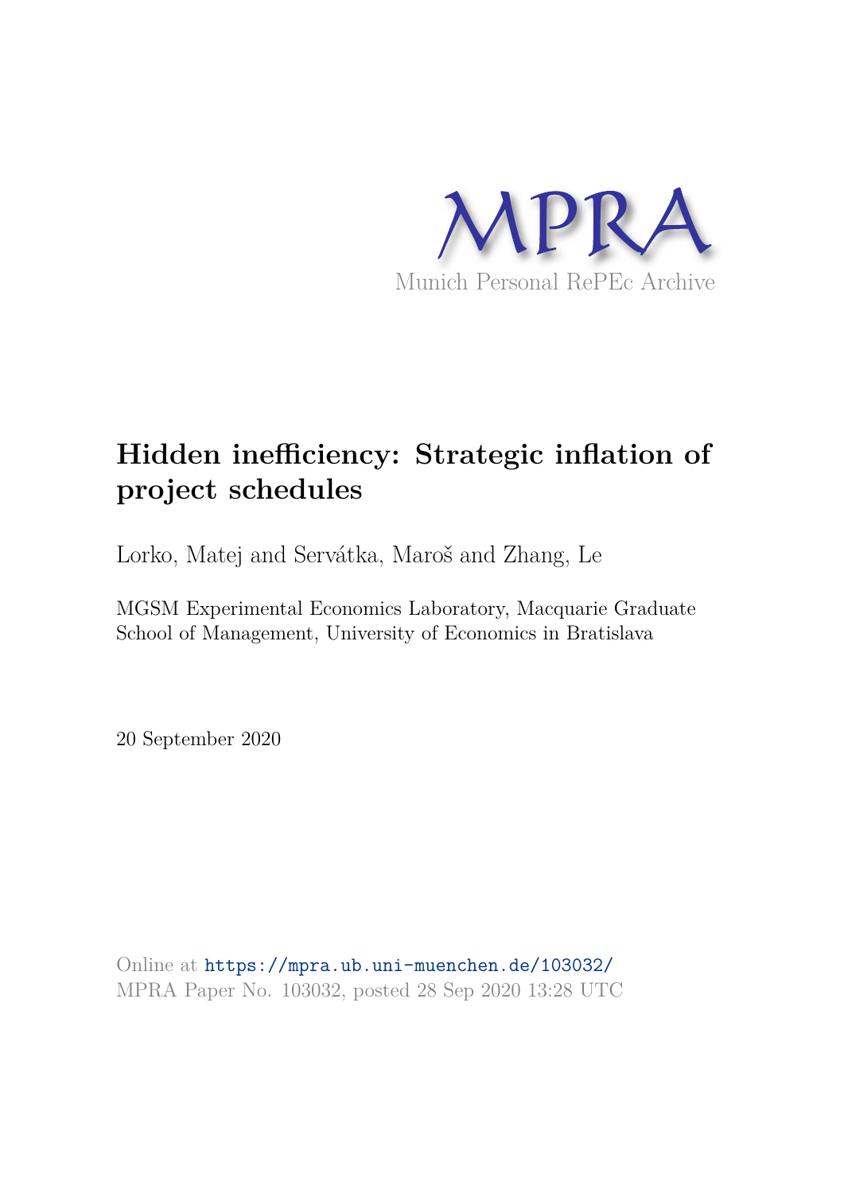MPRA

Munich Personal RePEc Archive

# Hidden inefficiency: Strategic inflation of project schedules

Lorko, Matej and Servátka, Maroš and Zhang, Le

MGSM Experimental Economics Laboratory, Macquarie Graduate School of Management, University of Economics in Bratislava

20 September 2020

Online at https://mpra.ub.uni-muenchen.de/103032/
MPRA Paper No. 103032, posted 28 Sep 2020 13:28 UTC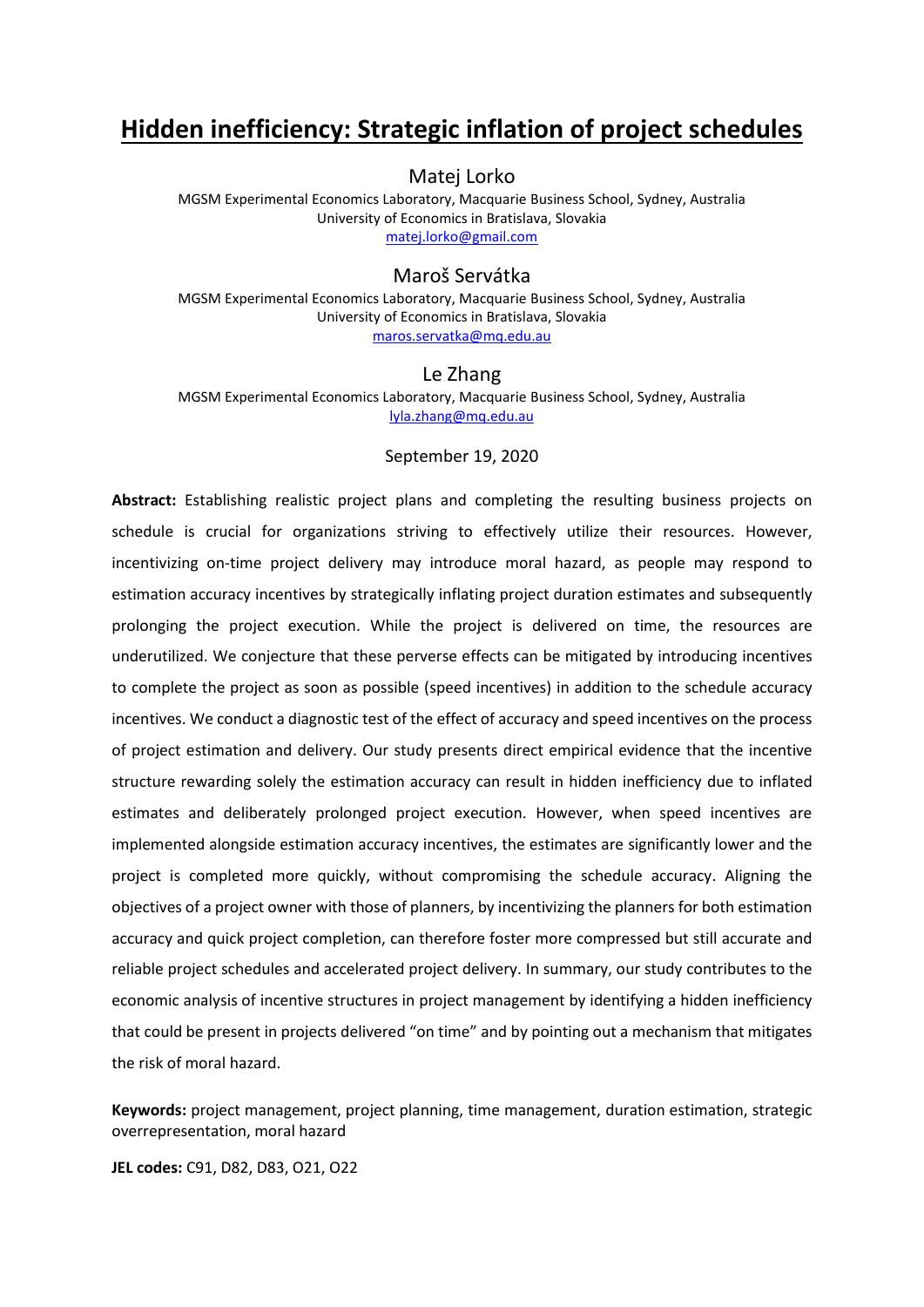# Hidden inefficiency: Strategic inflation of project schedules

Matej Lorko

MGSM Experimental Economics Laboratory, Macquarie Business School, Sydney, Australia
University of Economics in Bratislava, Slovakia
matej.lorko@gmail.com

Maroš Servátka

MGSM Experimental Economics Laboratory, Macquarie Business School, Sydney, Australia
University of Economics in Bratislava, Slovakia
maros.servatka@mq.edu.au

Le Zhang

MGSM Experimental Economics Laboratory, Macquarie Business School, Sydney, Australia
lyla.zhang@mq.edu.au

September 19, 2020

**Abstract:** Establishing realistic project plans and completing the resulting business projects on schedule is crucial for organizations striving to effectively utilize their resources. However, incentivizing on-time project delivery may introduce moral hazard, as people may respond to estimation accuracy incentives by strategically inflating project duration estimates and subsequently prolonging the project execution. While the project is delivered on time, the resources are underutilized. We conjecture that these perverse effects can be mitigated by introducing incentives to complete the project as soon as possible (speed incentives) in addition to the schedule accuracy incentives. We conduct a diagnostic test of the effect of accuracy and speed incentives on the process of project estimation and delivery. Our study presents direct empirical evidence that the incentive structure rewarding solely the estimation accuracy can result in hidden inefficiency due to inflated estimates and deliberately prolonged project execution. However, when speed incentives are implemented alongside estimation accuracy incentives, the estimates are significantly lower and the project is completed more quickly, without compromising the schedule accuracy. Aligning the objectives of a project owner with those of planners, by incentivizing the planners for both estimation accuracy and quick project completion, can therefore foster more compressed but still accurate and reliable project schedules and accelerated project delivery. In summary, our study contributes to the economic analysis of incentive structures in project management by identifying a hidden inefficiency that could be present in projects delivered "on time" and by pointing out a mechanism that mitigates the risk of moral hazard.

**Keywords:** project management, project planning, time management, duration estimation, strategic overrepresentation, moral hazard

**JEL codes:** C91, D82, D83, O21, O22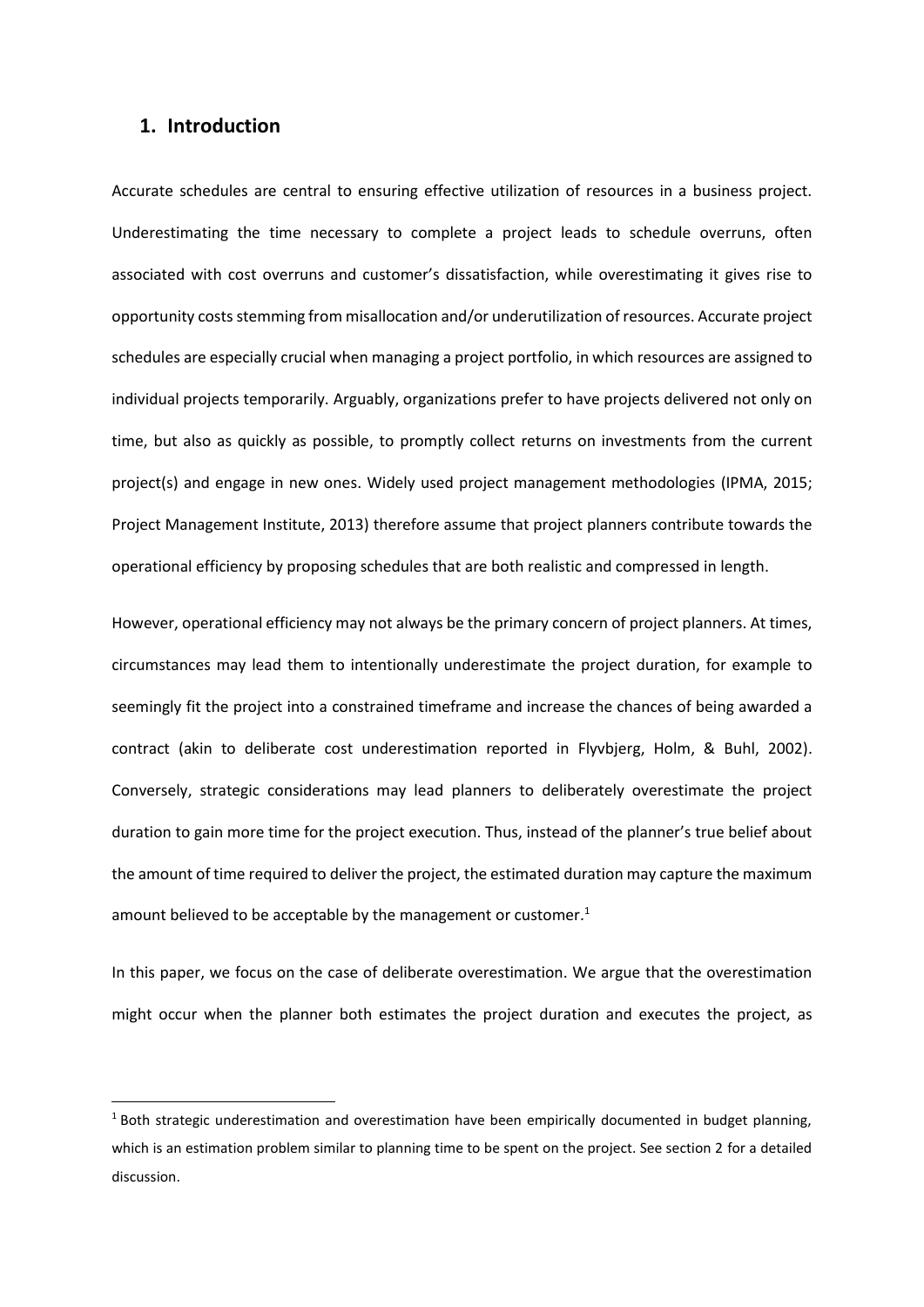## 1. Introduction

Accurate schedules are central to ensuring effective utilization of resources in a business project. Underestimating the time necessary to complete a project leads to schedule overruns, often associated with cost overruns and customer's dissatisfaction, while overestimating it gives rise to opportunity costs stemming from misallocation and/or underutilization of resources. Accurate project schedules are especially crucial when managing a project portfolio, in which resources are assigned to individual projects temporarily. Arguably, organizations prefer to have projects delivered not only on time, but also as quickly as possible, to promptly collect returns on investments from the current project(s) and engage in new ones. Widely used project management methodologies (IPMA, 2015; Project Management Institute, 2013) therefore assume that project planners contribute towards the operational efficiency by proposing schedules that are both realistic and compressed in length.

However, operational efficiency may not always be the primary concern of project planners. At times, circumstances may lead them to intentionally underestimate the project duration, for example to seemingly fit the project into a constrained timeframe and increase the chances of being awarded a contract (akin to deliberate cost underestimation reported in Flyvbjerg, Holm, & Buhl, 2002). Conversely, strategic considerations may lead planners to deliberately overestimate the project duration to gain more time for the project execution. Thus, instead of the planner's true belief about the amount of time required to deliver the project, the estimated duration may capture the maximum amount believed to be acceptable by the management or customer.[1]

In this paper, we focus on the case of deliberate overestimation. We argue that the overestimation might occur when the planner both estimates the project duration and executes the project, as

[1] Both strategic underestimation and overestimation have been empirically documented in budget planning, which is an estimation problem similar to planning time to be spent on the project. See section 2 for a detailed discussion.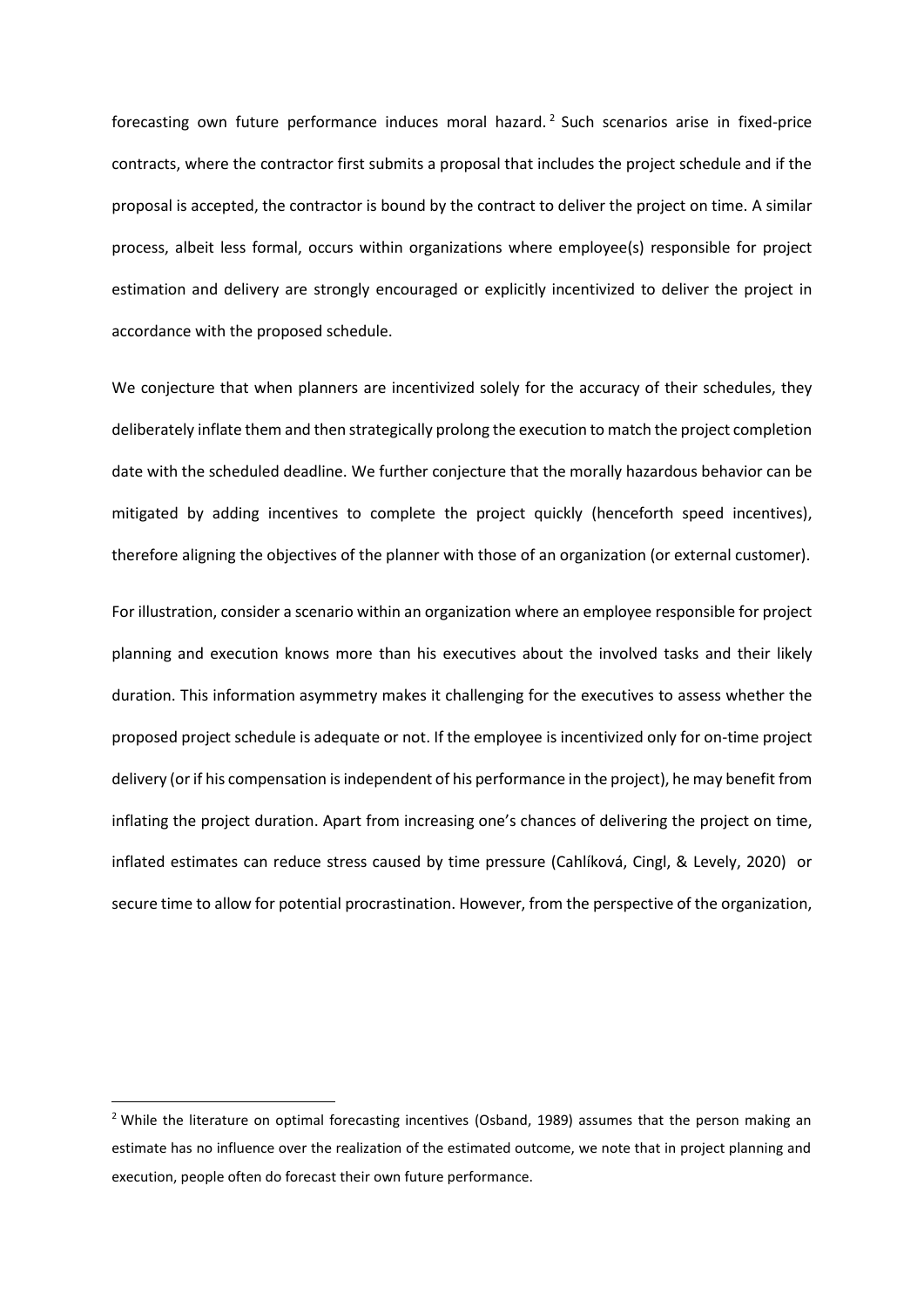forecasting own future performance induces moral hazard.[2] Such scenarios arise in fixed-price contracts, where the contractor first submits a proposal that includes the project schedule and if the proposal is accepted, the contractor is bound by the contract to deliver the project on time. A similar process, albeit less formal, occurs within organizations where employee(s) responsible for project estimation and delivery are strongly encouraged or explicitly incentivized to deliver the project in accordance with the proposed schedule.

We conjecture that when planners are incentivized solely for the accuracy of their schedules, they deliberately inflate them and then strategically prolong the execution to match the project completion date with the scheduled deadline. We further conjecture that the morally hazardous behavior can be mitigated by adding incentives to complete the project quickly (henceforth speed incentives), therefore aligning the objectives of the planner with those of an organization (or external customer).

For illustration, consider a scenario within an organization where an employee responsible for project planning and execution knows more than his executives about the involved tasks and their likely duration. This information asymmetry makes it challenging for the executives to assess whether the proposed project schedule is adequate or not. If the employee is incentivized only for on-time project delivery (or if his compensation is independent of his performance in the project), he may benefit from inflating the project duration. Apart from increasing one's chances of delivering the project on time, inflated estimates can reduce stress caused by time pressure (Cahlíková, Cingl, & Levely, 2020) or secure time to allow for potential procrastination. However, from the perspective of the organization,

[2] While the literature on optimal forecasting incentives (Osband, 1989) assumes that the person making an estimate has no influence over the realization of the estimated outcome, we note that in project planning and execution, people often do forecast their own future performance.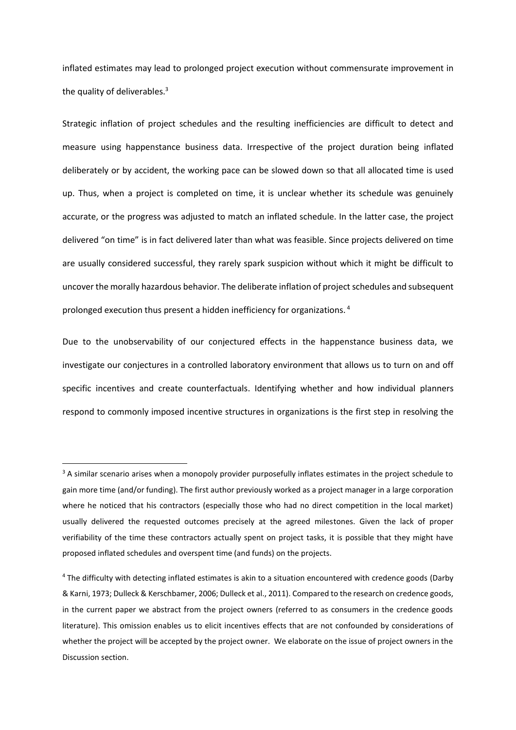inflated estimates may lead to prolonged project execution without commensurate improvement in the quality of deliverables.[3]

Strategic inflation of project schedules and the resulting inefficiencies are difficult to detect and measure using happenstance business data. Irrespective of the project duration being inflated deliberately or by accident, the working pace can be slowed down so that all allocated time is used up. Thus, when a project is completed on time, it is unclear whether its schedule was genuinely accurate, or the progress was adjusted to match an inflated schedule. In the latter case, the project delivered "on time" is in fact delivered later than what was feasible. Since projects delivered on time are usually considered successful, they rarely spark suspicion without which it might be difficult to uncover the morally hazardous behavior. The deliberate inflation of project schedules and subsequent prolonged execution thus present a hidden inefficiency for organizations.[4]

Due to the unobservability of our conjectured effects in the happenstance business data, we investigate our conjectures in a controlled laboratory environment that allows us to turn on and off specific incentives and create counterfactuals. Identifying whether and how individual planners respond to commonly imposed incentive structures in organizations is the first step in resolving the

---

[3] A similar scenario arises when a monopoly provider purposefully inflates estimates in the project schedule to gain more time (and/or funding). The first author previously worked as a project manager in a large corporation where he noticed that his contractors (especially those who had no direct competition in the local market) usually delivered the requested outcomes precisely at the agreed milestones. Given the lack of proper verifiability of the time these contractors actually spent on project tasks, it is possible that they might have proposed inflated schedules and overspent time (and funds) on the projects.

[4] The difficulty with detecting inflated estimates is akin to a situation encountered with credence goods (Darby & Karni, 1973; Dulleck & Kerschbamer, 2006; Dulleck et al., 2011). Compared to the research on credence goods, in the current paper we abstract from the project owners (referred to as consumers in the credence goods literature). This omission enables us to elicit incentives effects that are not confounded by considerations of whether the project will be accepted by the project owner. We elaborate on the issue of project owners in the Discussion section.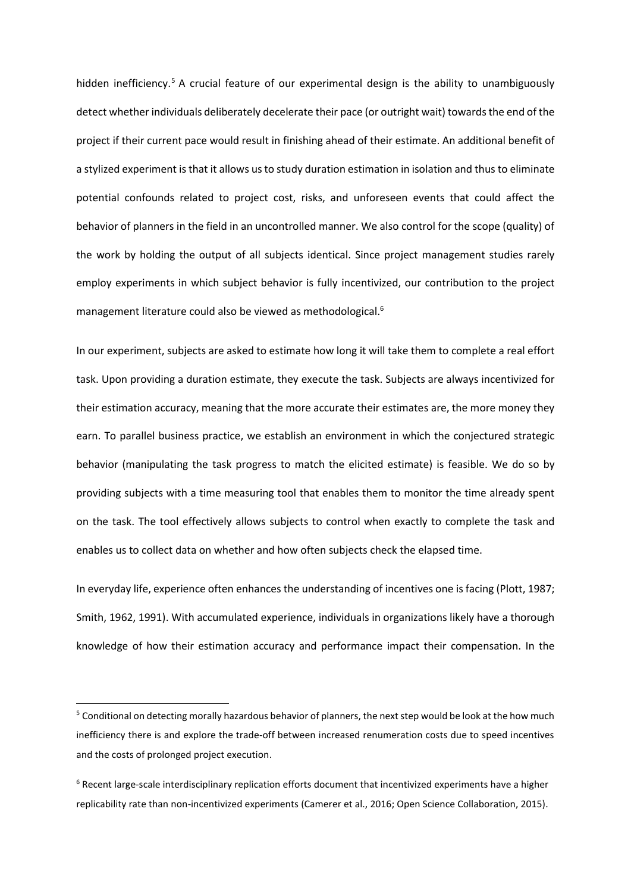hidden inefficiency.[5] A crucial feature of our experimental design is the ability to unambiguously detect whether individuals deliberately decelerate their pace (or outright wait) towards the end of the project if their current pace would result in finishing ahead of their estimate. An additional benefit of a stylized experiment is that it allows us to study duration estimation in isolation and thus to eliminate potential confounds related to project cost, risks, and unforeseen events that could affect the behavior of planners in the field in an uncontrolled manner. We also control for the scope (quality) of the work by holding the output of all subjects identical. Since project management studies rarely employ experiments in which subject behavior is fully incentivized, our contribution to the project management literature could also be viewed as methodological.[6]

In our experiment, subjects are asked to estimate how long it will take them to complete a real effort task. Upon providing a duration estimate, they execute the task. Subjects are always incentivized for their estimation accuracy, meaning that the more accurate their estimates are, the more money they earn. To parallel business practice, we establish an environment in which the conjectured strategic behavior (manipulating the task progress to match the elicited estimate) is feasible. We do so by providing subjects with a time measuring tool that enables them to monitor the time already spent on the task. The tool effectively allows subjects to control when exactly to complete the task and enables us to collect data on whether and how often subjects check the elapsed time.

In everyday life, experience often enhances the understanding of incentives one is facing (Plott, 1987; Smith, 1962, 1991). With accumulated experience, individuals in organizations likely have a thorough knowledge of how their estimation accuracy and performance impact their compensation. In the

---

[5] Conditional on detecting morally hazardous behavior of planners, the next step would be look at the how much inefficiency there is and explore the trade-off between increased renumeration costs due to speed incentives and the costs of prolonged project execution.

[6] Recent large-scale interdisciplinary replication efforts document that incentivized experiments have a higher replicability rate than non-incentivized experiments (Camerer et al., 2016; Open Science Collaboration, 2015).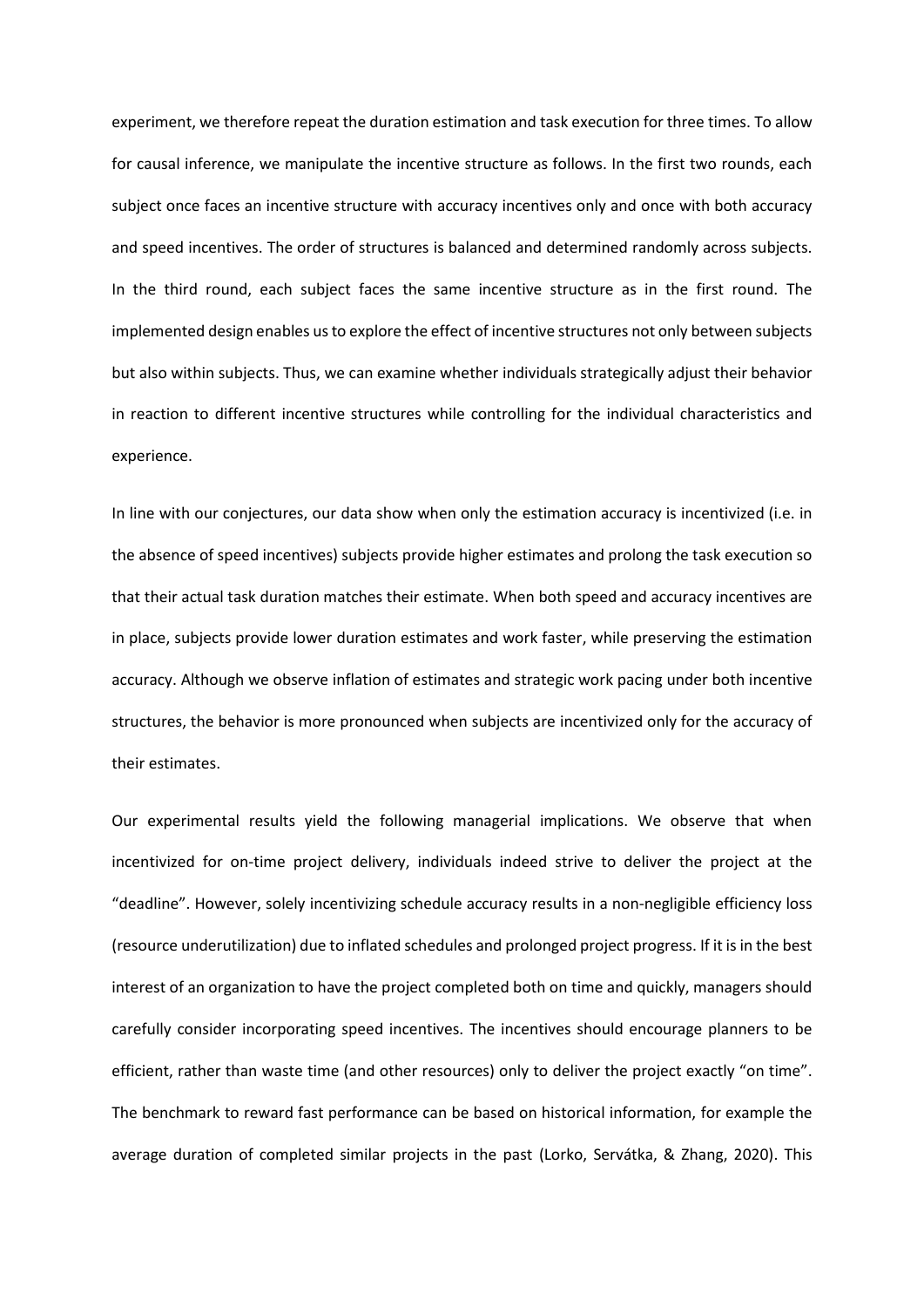experiment, we therefore repeat the duration estimation and task execution for three times. To allow for causal inference, we manipulate the incentive structure as follows. In the first two rounds, each subject once faces an incentive structure with accuracy incentives only and once with both accuracy and speed incentives. The order of structures is balanced and determined randomly across subjects. In the third round, each subject faces the same incentive structure as in the first round. The implemented design enables us to explore the effect of incentive structures not only between subjects but also within subjects. Thus, we can examine whether individuals strategically adjust their behavior in reaction to different incentive structures while controlling for the individual characteristics and experience.

In line with our conjectures, our data show when only the estimation accuracy is incentivized (i.e. in the absence of speed incentives) subjects provide higher estimates and prolong the task execution so that their actual task duration matches their estimate. When both speed and accuracy incentives are in place, subjects provide lower duration estimates and work faster, while preserving the estimation accuracy. Although we observe inflation of estimates and strategic work pacing under both incentive structures, the behavior is more pronounced when subjects are incentivized only for the accuracy of their estimates.

Our experimental results yield the following managerial implications. We observe that when incentivized for on-time project delivery, individuals indeed strive to deliver the project at the "deadline". However, solely incentivizing schedule accuracy results in a non-negligible efficiency loss (resource underutilization) due to inflated schedules and prolonged project progress. If it is in the best interest of an organization to have the project completed both on time and quickly, managers should carefully consider incorporating speed incentives. The incentives should encourage planners to be efficient, rather than waste time (and other resources) only to deliver the project exactly "on time". The benchmark to reward fast performance can be based on historical information, for example the average duration of completed similar projects in the past (Lorko, Servátka, & Zhang, 2020). This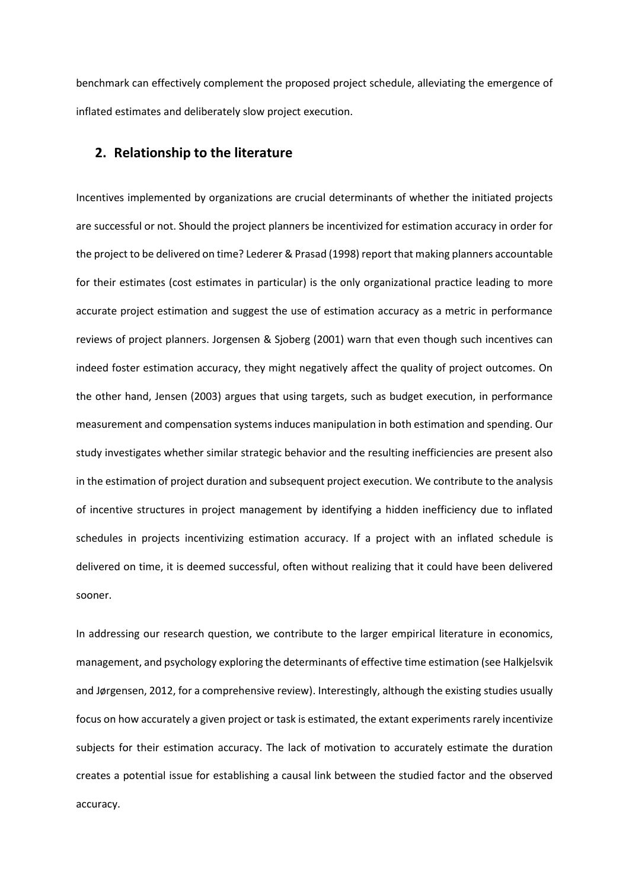benchmark can effectively complement the proposed project schedule, alleviating the emergence of inflated estimates and deliberately slow project execution.

## 2. Relationship to the literature

Incentives implemented by organizations are crucial determinants of whether the initiated projects are successful or not. Should the project planners be incentivized for estimation accuracy in order for the project to be delivered on time? Lederer & Prasad (1998) report that making planners accountable for their estimates (cost estimates in particular) is the only organizational practice leading to more accurate project estimation and suggest the use of estimation accuracy as a metric in performance reviews of project planners. Jorgensen & Sjoberg (2001) warn that even though such incentives can indeed foster estimation accuracy, they might negatively affect the quality of project outcomes. On the other hand, Jensen (2003) argues that using targets, such as budget execution, in performance measurement and compensation systems induces manipulation in both estimation and spending. Our study investigates whether similar strategic behavior and the resulting inefficiencies are present also in the estimation of project duration and subsequent project execution. We contribute to the analysis of incentive structures in project management by identifying a hidden inefficiency due to inflated schedules in projects incentivizing estimation accuracy. If a project with an inflated schedule is delivered on time, it is deemed successful, often without realizing that it could have been delivered sooner.

In addressing our research question, we contribute to the larger empirical literature in economics, management, and psychology exploring the determinants of effective time estimation (see Halkjelsvik and Jørgensen, 2012, for a comprehensive review). Interestingly, although the existing studies usually focus on how accurately a given project or task is estimated, the extant experiments rarely incentivize subjects for their estimation accuracy. The lack of motivation to accurately estimate the duration creates a potential issue for establishing a causal link between the studied factor and the observed accuracy.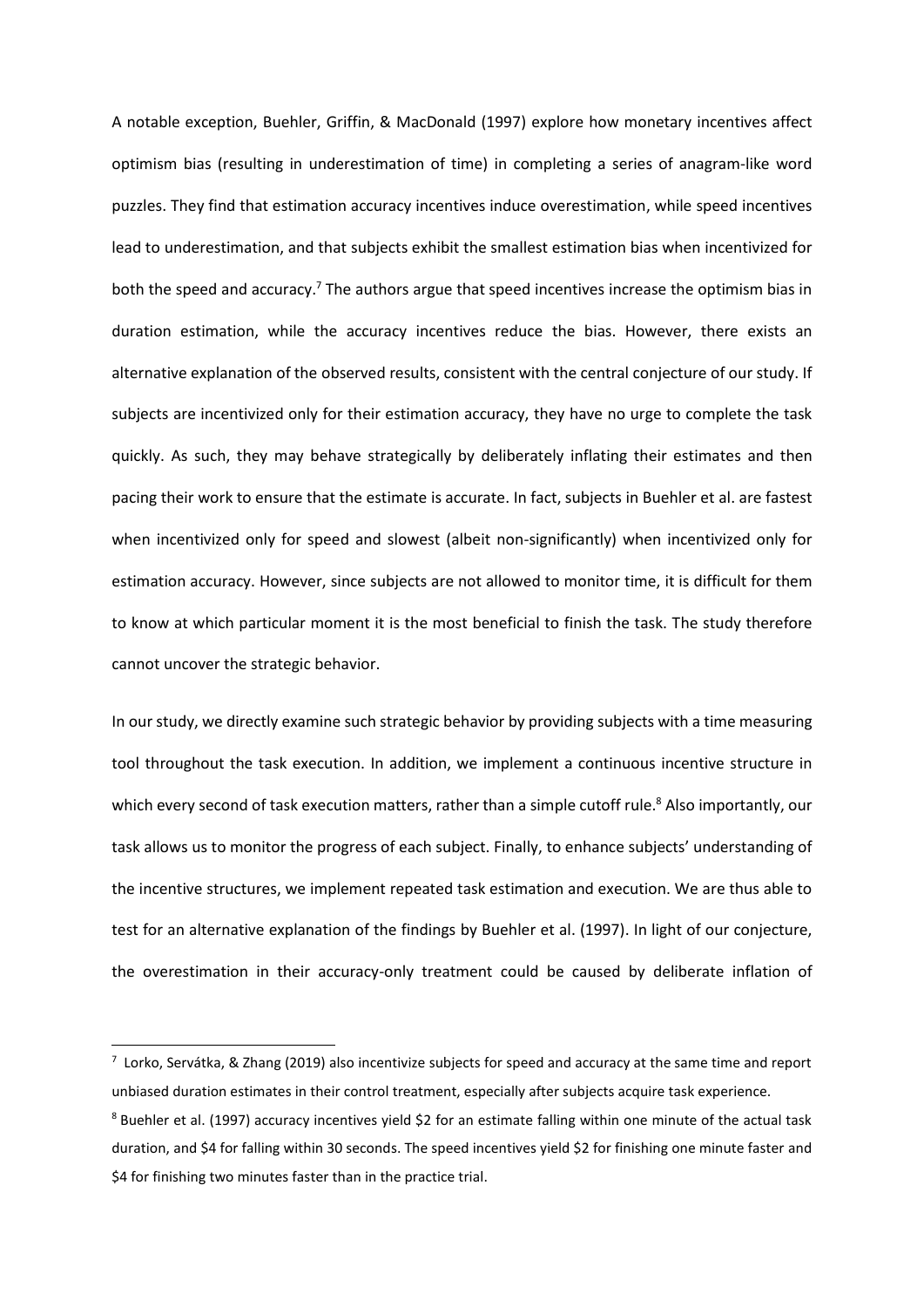A notable exception, Buehler, Griffin, & MacDonald (1997) explore how monetary incentives affect optimism bias (resulting in underestimation of time) in completing a series of anagram-like word puzzles. They find that estimation accuracy incentives induce overestimation, while speed incentives lead to underestimation, and that subjects exhibit the smallest estimation bias when incentivized for both the speed and accuracy.[7] The authors argue that speed incentives increase the optimism bias in duration estimation, while the accuracy incentives reduce the bias. However, there exists an alternative explanation of the observed results, consistent with the central conjecture of our study. If subjects are incentivized only for their estimation accuracy, they have no urge to complete the task quickly. As such, they may behave strategically by deliberately inflating their estimates and then pacing their work to ensure that the estimate is accurate. In fact, subjects in Buehler et al. are fastest when incentivized only for speed and slowest (albeit non-significantly) when incentivized only for estimation accuracy. However, since subjects are not allowed to monitor time, it is difficult for them to know at which particular moment it is the most beneficial to finish the task. The study therefore cannot uncover the strategic behavior.

In our study, we directly examine such strategic behavior by providing subjects with a time measuring tool throughout the task execution. In addition, we implement a continuous incentive structure in which every second of task execution matters, rather than a simple cutoff rule.[8] Also importantly, our task allows us to monitor the progress of each subject. Finally, to enhance subjects' understanding of the incentive structures, we implement repeated task estimation and execution. We are thus able to test for an alternative explanation of the findings by Buehler et al. (1997). In light of our conjecture, the overestimation in their accuracy-only treatment could be caused by deliberate inflation of

[7] Lorko, Servátka, & Zhang (2019) also incentivize subjects for speed and accuracy at the same time and report unbiased duration estimates in their control treatment, especially after subjects acquire task experience.

[8] Buehler et al. (1997) accuracy incentives yield \$2 for an estimate falling within one minute of the actual task duration, and \$4 for falling within 30 seconds. The speed incentives yield \$2 for finishing one minute faster and \$4 for finishing two minutes faster than in the practice trial.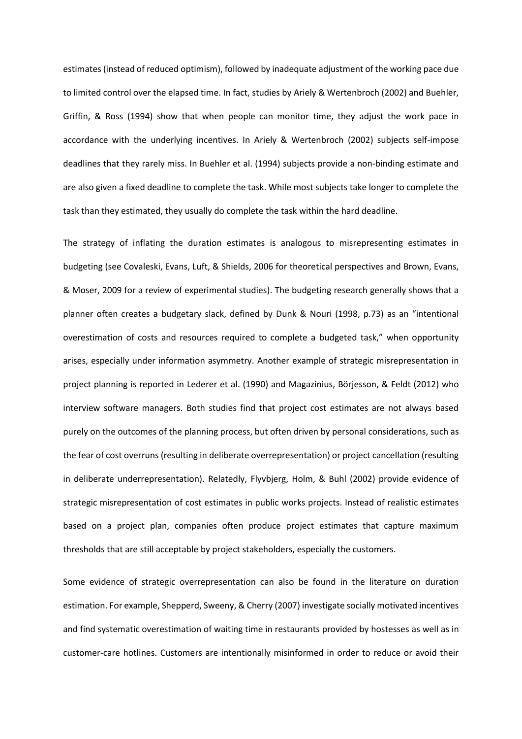estimates (instead of reduced optimism), followed by inadequate adjustment of the working pace due to limited control over the elapsed time. In fact, studies by Ariely & Wertenbroch (2002) and Buehler, Griffin, & Ross (1994) show that when people can monitor time, they adjust the work pace in accordance with the underlying incentives. In Ariely & Wertenbroch (2002) subjects self-impose deadlines that they rarely miss. In Buehler et al. (1994) subjects provide a non-binding estimate and are also given a fixed deadline to complete the task. While most subjects take longer to complete the task than they estimated, they usually do complete the task within the hard deadline.

The strategy of inflating the duration estimates is analogous to misrepresenting estimates in budgeting (see Covaleski, Evans, Luft, & Shields, 2006 for theoretical perspectives and Brown, Evans, & Moser, 2009 for a review of experimental studies). The budgeting research generally shows that a planner often creates a budgetary slack, defined by Dunk & Nouri (1998, p.73) as an "intentional overestimation of costs and resources required to complete a budgeted task," when opportunity arises, especially under information asymmetry. Another example of strategic misrepresentation in project planning is reported in Lederer et al. (1990) and Magazinius, Börjesson, & Feldt (2012) who interview software managers. Both studies find that project cost estimates are not always based purely on the outcomes of the planning process, but often driven by personal considerations, such as the fear of cost overruns (resulting in deliberate overrepresentation) or project cancellation (resulting in deliberate underrepresentation). Relatedly, Flyvbjerg, Holm, & Buhl (2002) provide evidence of strategic misrepresentation of cost estimates in public works projects. Instead of realistic estimates based on a project plan, companies often produce project estimates that capture maximum thresholds that are still acceptable by project stakeholders, especially the customers.

Some evidence of strategic overrepresentation can also be found in the literature on duration estimation. For example, Shepperd, Sweeny, & Cherry (2007) investigate socially motivated incentives and find systematic overestimation of waiting time in restaurants provided by hostesses as well as in customer-care hotlines. Customers are intentionally misinformed in order to reduce or avoid their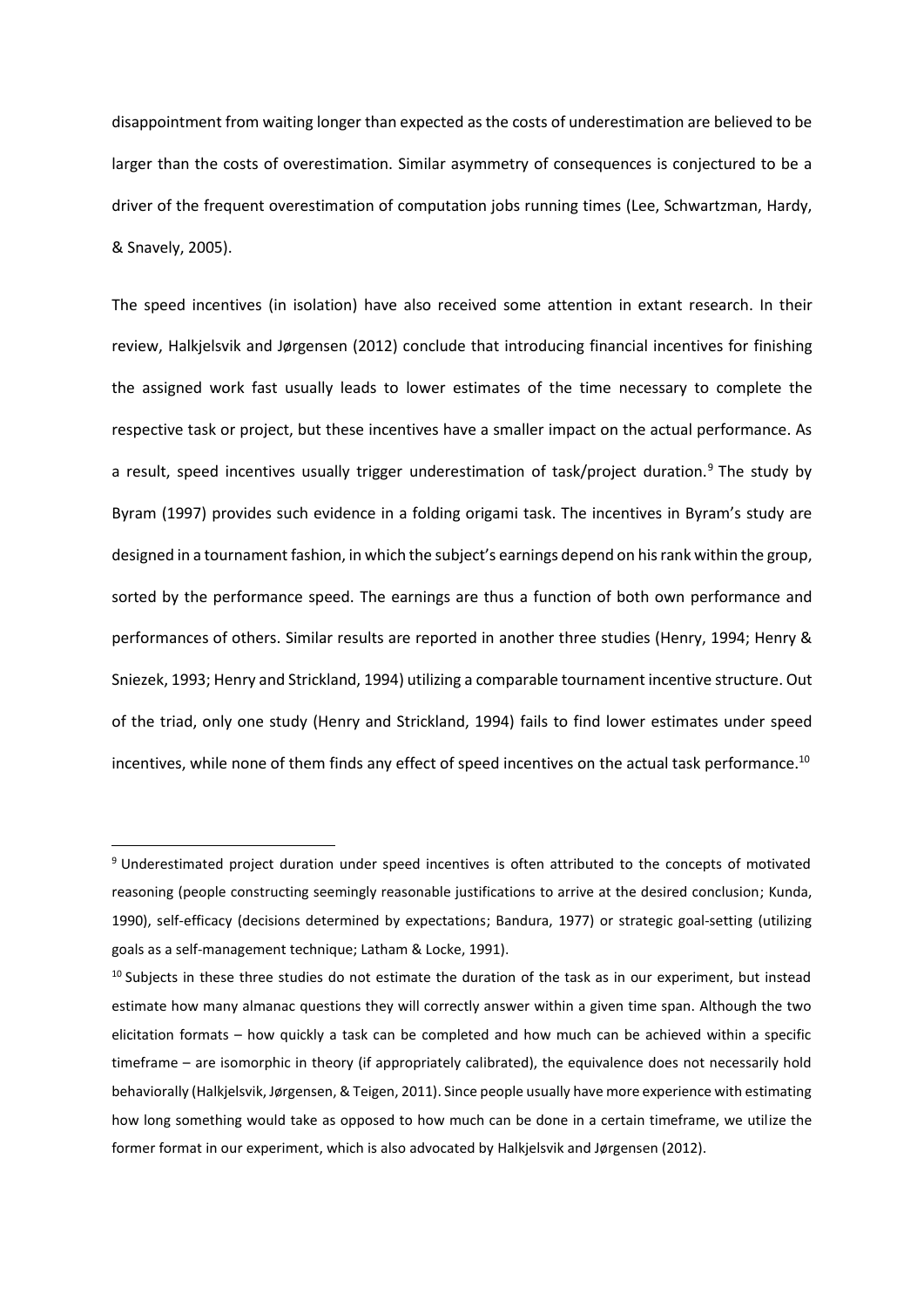disappointment from waiting longer than expected as the costs of underestimation are believed to be larger than the costs of overestimation. Similar asymmetry of consequences is conjectured to be a driver of the frequent overestimation of computation jobs running times (Lee, Schwartzman, Hardy, & Snavely, 2005).

The speed incentives (in isolation) have also received some attention in extant research. In their review, Halkjelsvik and Jørgensen (2012) conclude that introducing financial incentives for finishing the assigned work fast usually leads to lower estimates of the time necessary to complete the respective task or project, but these incentives have a smaller impact on the actual performance. As a result, speed incentives usually trigger underestimation of task/project duration.[9] The study by Byram (1997) provides such evidence in a folding origami task. The incentives in Byram's study are designed in a tournament fashion, in which the subject's earnings depend on his rank within the group, sorted by the performance speed. The earnings are thus a function of both own performance and performances of others. Similar results are reported in another three studies (Henry, 1994; Henry & Sniezek, 1993; Henry and Strickland, 1994) utilizing a comparable tournament incentive structure. Out of the triad, only one study (Henry and Strickland, 1994) fails to find lower estimates under speed incentives, while none of them finds any effect of speed incentives on the actual task performance.[10]

---

[9] Underestimated project duration under speed incentives is often attributed to the concepts of motivated reasoning (people constructing seemingly reasonable justifications to arrive at the desired conclusion; Kunda, 1990), self-efficacy (decisions determined by expectations; Bandura, 1977) or strategic goal-setting (utilizing goals as a self-management technique; Latham & Locke, 1991).

[10] Subjects in these three studies do not estimate the duration of the task as in our experiment, but instead estimate how many almanac questions they will correctly answer within a given time span. Although the two elicitation formats – how quickly a task can be completed and how much can be achieved within a specific timeframe – are isomorphic in theory (if appropriately calibrated), the equivalence does not necessarily hold behaviorally (Halkjelsvik, Jørgensen, & Teigen, 2011). Since people usually have more experience with estimating how long something would take as opposed to how much can be done in a certain timeframe, we utilize the former format in our experiment, which is also advocated by Halkjelsvik and Jørgensen (2012).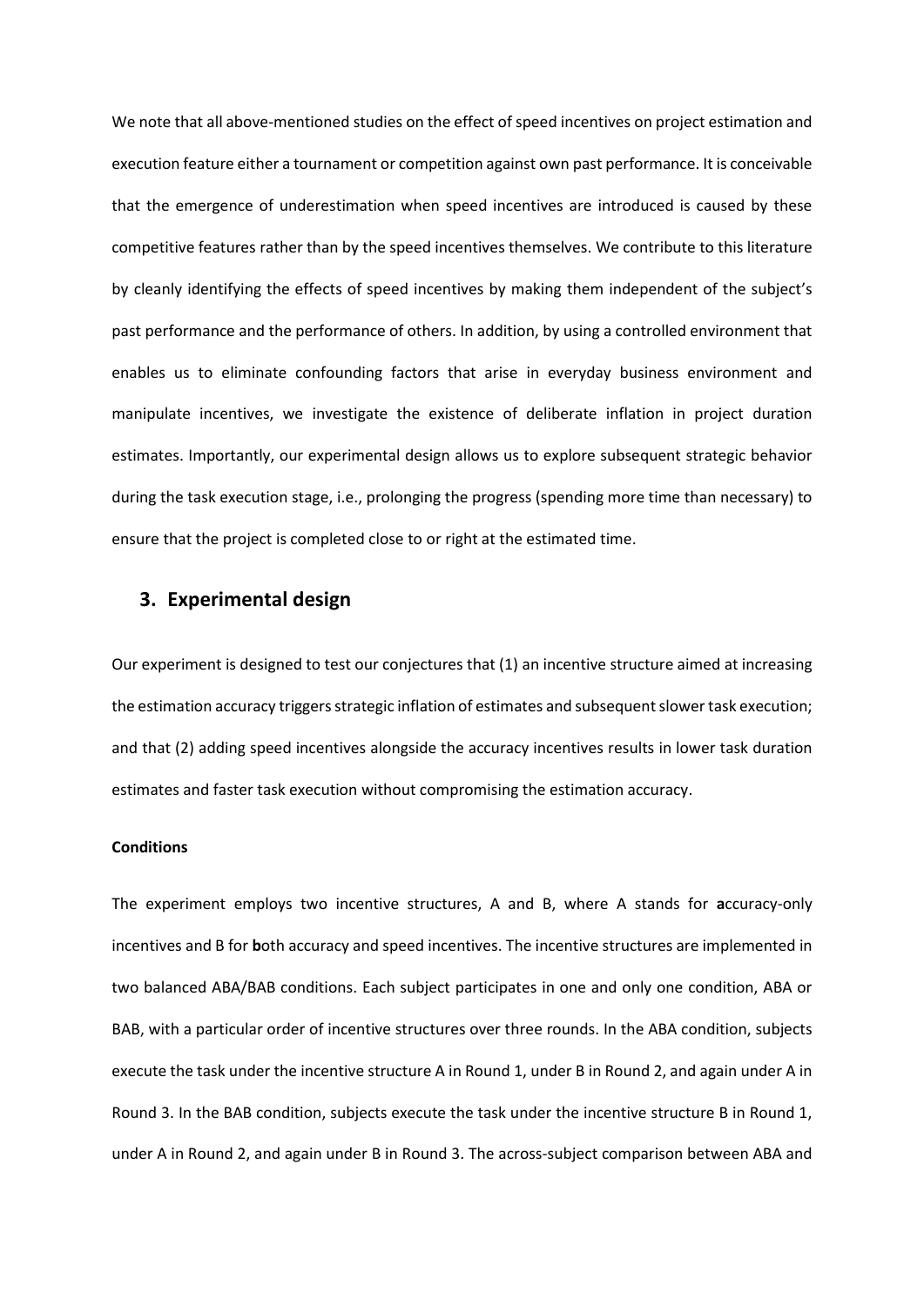We note that all above-mentioned studies on the effect of speed incentives on project estimation and execution feature either a tournament or competition against own past performance. It is conceivable that the emergence of underestimation when speed incentives are introduced is caused by these competitive features rather than by the speed incentives themselves. We contribute to this literature by cleanly identifying the effects of speed incentives by making them independent of the subject's past performance and the performance of others. In addition, by using a controlled environment that enables us to eliminate confounding factors that arise in everyday business environment and manipulate incentives, we investigate the existence of deliberate inflation in project duration estimates. Importantly, our experimental design allows us to explore subsequent strategic behavior during the task execution stage, i.e., prolonging the progress (spending more time than necessary) to ensure that the project is completed close to or right at the estimated time.

## 3. Experimental design

Our experiment is designed to test our conjectures that (1) an incentive structure aimed at increasing the estimation accuracy triggers strategic inflation of estimates and subsequent slower task execution; and that (2) adding speed incentives alongside the accuracy incentives results in lower task duration estimates and faster task execution without compromising the estimation accuracy.

**Conditions**

The experiment employs two incentive structures, A and B, where A stands for **a**ccuracy-only incentives and B for **b**oth accuracy and speed incentives. The incentive structures are implemented in two balanced ABA/BAB conditions. Each subject participates in one and only one condition, ABA or BAB, with a particular order of incentive structures over three rounds. In the ABA condition, subjects execute the task under the incentive structure A in Round 1, under B in Round 2, and again under A in Round 3. In the BAB condition, subjects execute the task under the incentive structure B in Round 1, under A in Round 2, and again under B in Round 3. The across-subject comparison between ABA and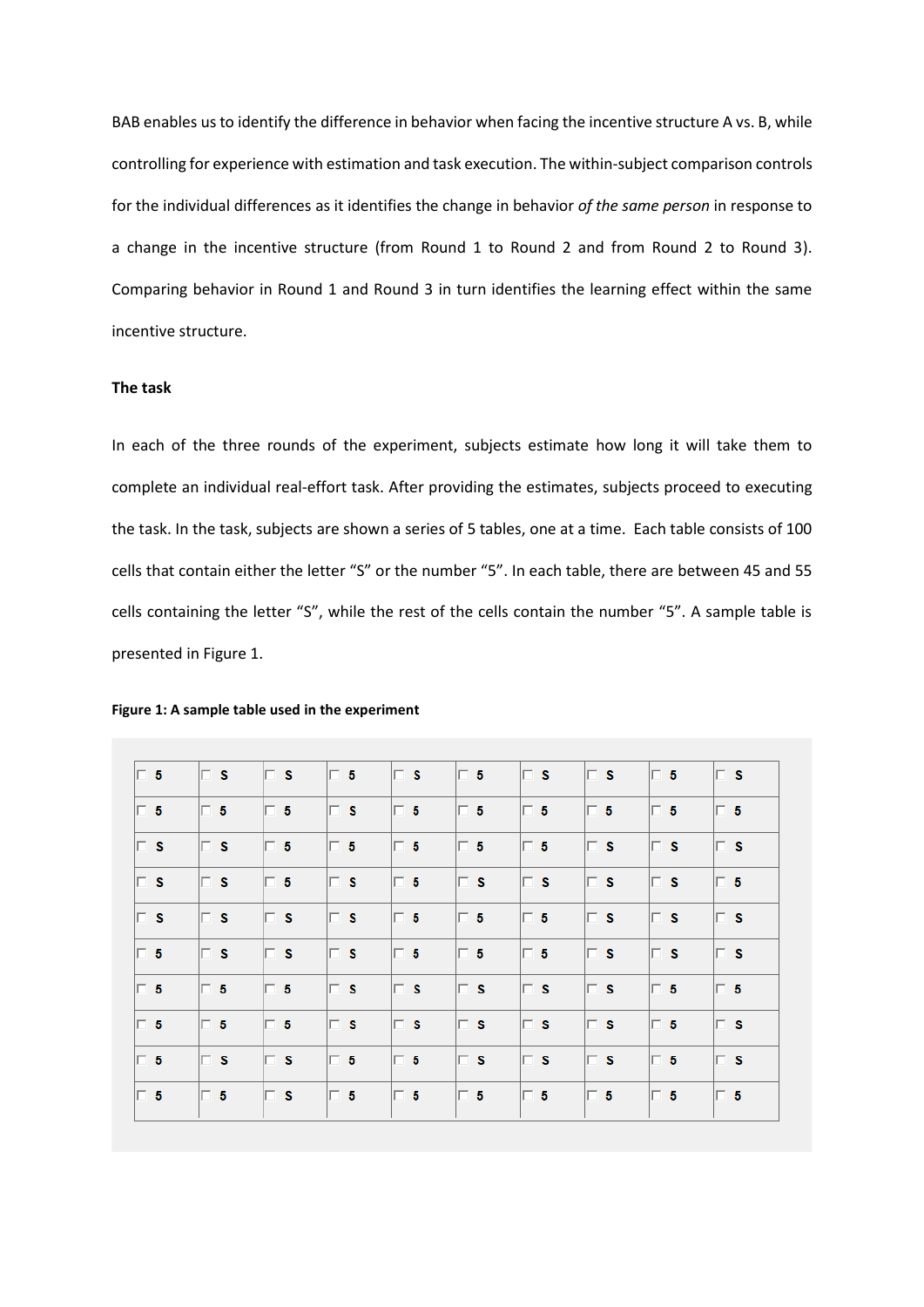BAB enables us to identify the difference in behavior when facing the incentive structure A vs. B, while controlling for experience with estimation and task execution. The within-subject comparison controls for the individual differences as it identifies the change in behavior *of the same person* in response to a change in the incentive structure (from Round 1 to Round 2 and from Round 2 to Round 3). Comparing behavior in Round 1 and Round 3 in turn identifies the learning effect within the same incentive structure.

**The task**

In each of the three rounds of the experiment, subjects estimate how long it will take them to complete an individual real-effort task. After providing the estimates, subjects proceed to executing the task. In the task, subjects are shown a series of 5 tables, one at a time. Each table consists of 100 cells that contain either the letter "S" or the number "5". In each table, there are between 45 and 55 cells containing the letter "S", while the rest of the cells contain the number "5". A sample table is presented in Figure 1.

**Figure 1: A sample table used in the experiment**

| 5 | S | S | 5 | S | 5 | S | S | 5 | S |
|---|---|---|---|---|---|---|---|---|---|
| 5 | 5 | 5 | S | 5 | 5 | 5 | 5 | 5 | 5 |
| S | S | 5 | 5 | 5 | 5 | 5 | S | S | S |
| S | S | 5 | S | 5 | S | S | S | S | 5 |
| S | S | S | S | 5 | 5 | 5 | S | S | S |
| 5 | S | S | S | 5 | 5 | 5 | S | S | S |
| 5 | 5 | 5 | S | S | S | S | S | 5 | 5 |
| 5 | 5 | 5 | S | S | S | S | S | 5 | S |
| 5 | S | S | 5 | 5 | S | S | S | 5 | S |
| 5 | 5 | S | 5 | 5 | 5 | 5 | 5 | 5 | 5 |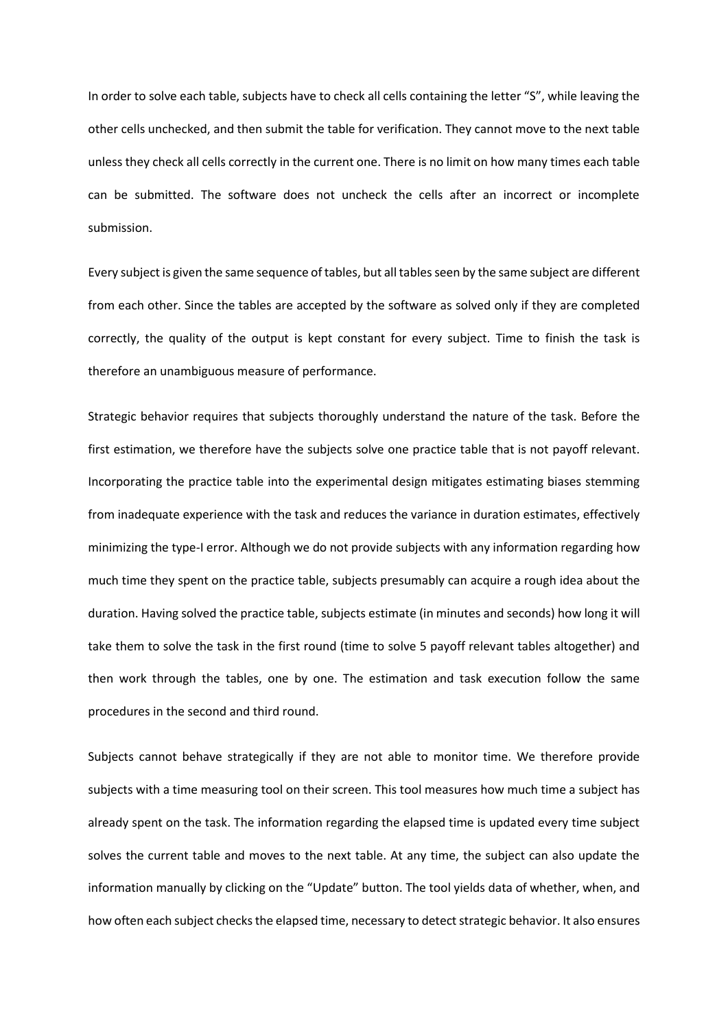In order to solve each table, subjects have to check all cells containing the letter "S", while leaving the other cells unchecked, and then submit the table for verification. They cannot move to the next table unless they check all cells correctly in the current one. There is no limit on how many times each table can be submitted. The software does not uncheck the cells after an incorrect or incomplete submission.

Every subject is given the same sequence of tables, but all tables seen by the same subject are different from each other. Since the tables are accepted by the software as solved only if they are completed correctly, the quality of the output is kept constant for every subject. Time to finish the task is therefore an unambiguous measure of performance.

Strategic behavior requires that subjects thoroughly understand the nature of the task. Before the first estimation, we therefore have the subjects solve one practice table that is not payoff relevant. Incorporating the practice table into the experimental design mitigates estimating biases stemming from inadequate experience with the task and reduces the variance in duration estimates, effectively minimizing the type-I error. Although we do not provide subjects with any information regarding how much time they spent on the practice table, subjects presumably can acquire a rough idea about the duration. Having solved the practice table, subjects estimate (in minutes and seconds) how long it will take them to solve the task in the first round (time to solve 5 payoff relevant tables altogether) and then work through the tables, one by one. The estimation and task execution follow the same procedures in the second and third round.

Subjects cannot behave strategically if they are not able to monitor time. We therefore provide subjects with a time measuring tool on their screen. This tool measures how much time a subject has already spent on the task. The information regarding the elapsed time is updated every time subject solves the current table and moves to the next table. At any time, the subject can also update the information manually by clicking on the "Update" button. The tool yields data of whether, when, and how often each subject checks the elapsed time, necessary to detect strategic behavior. It also ensures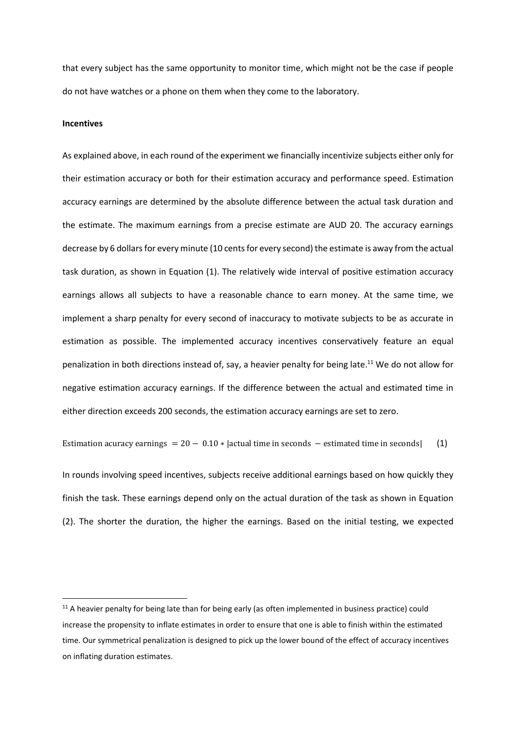that every subject has the same opportunity to monitor time, which might not be the case if people do not have watches or a phone on them when they come to the laboratory.

**Incentives**

As explained above, in each round of the experiment we financially incentivize subjects either only for their estimation accuracy or both for their estimation accuracy and performance speed. Estimation accuracy earnings are determined by the absolute difference between the actual task duration and the estimate. The maximum earnings from a precise estimate are AUD 20. The accuracy earnings decrease by 6 dollars for every minute (10 cents for every second) the estimate is away from the actual task duration, as shown in Equation (1). The relatively wide interval of positive estimation accuracy earnings allows all subjects to have a reasonable chance to earn money. At the same time, we implement a sharp penalty for every second of inaccuracy to motivate subjects to be as accurate in estimation as possible. The implemented accuracy incentives conservatively feature an equal penalization in both directions instead of, say, a heavier penalty for being late.[11] We do not allow for negative estimation accuracy earnings. If the difference between the actual and estimated time in either direction exceeds 200 seconds, the estimation accuracy earnings are set to zero.

$$\text{Estimation acuracy earnings } = 20 - 0.10 * |\text{actual time in seconds} - \text{estimated time in seconds}| \qquad (1)$$

In rounds involving speed incentives, subjects receive additional earnings based on how quickly they finish the task. These earnings depend only on the actual duration of the task as shown in Equation (2). The shorter the duration, the higher the earnings. Based on the initial testing, we expected

[11] A heavier penalty for being late than for being early (as often implemented in business practice) could increase the propensity to inflate estimates in order to ensure that one is able to finish within the estimated time. Our symmetrical penalization is designed to pick up the lower bound of the effect of accuracy incentives on inflating duration estimates.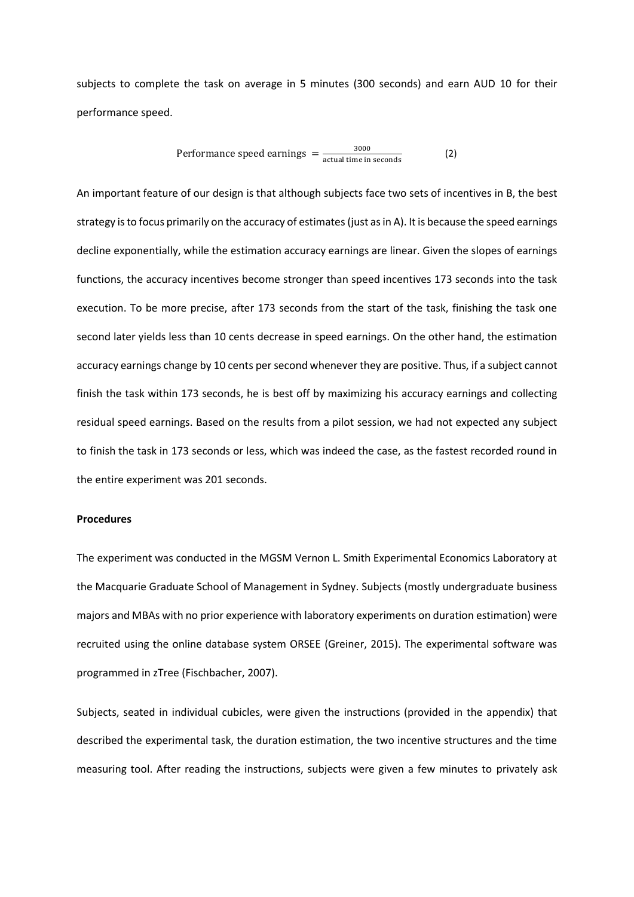subjects to complete the task on average in 5 minutes (300 seconds) and earn AUD 10 for their performance speed.

$$\text{Performance speed earnings } = \frac{3000}{\text{actual time in seconds}} \qquad (2)$$

An important feature of our design is that although subjects face two sets of incentives in B, the best strategy is to focus primarily on the accuracy of estimates (just as in A). It is because the speed earnings decline exponentially, while the estimation accuracy earnings are linear. Given the slopes of earnings functions, the accuracy incentives become stronger than speed incentives 173 seconds into the task execution. To be more precise, after 173 seconds from the start of the task, finishing the task one second later yields less than 10 cents decrease in speed earnings. On the other hand, the estimation accuracy earnings change by 10 cents per second whenever they are positive. Thus, if a subject cannot finish the task within 173 seconds, he is best off by maximizing his accuracy earnings and collecting residual speed earnings. Based on the results from a pilot session, we had not expected any subject to finish the task in 173 seconds or less, which was indeed the case, as the fastest recorded round in the entire experiment was 201 seconds.

**Procedures**

The experiment was conducted in the MGSM Vernon L. Smith Experimental Economics Laboratory at the Macquarie Graduate School of Management in Sydney. Subjects (mostly undergraduate business majors and MBAs with no prior experience with laboratory experiments on duration estimation) were recruited using the online database system ORSEE (Greiner, 2015). The experimental software was programmed in zTree (Fischbacher, 2007).

Subjects, seated in individual cubicles, were given the instructions (provided in the appendix) that described the experimental task, the duration estimation, the two incentive structures and the time measuring tool. After reading the instructions, subjects were given a few minutes to privately ask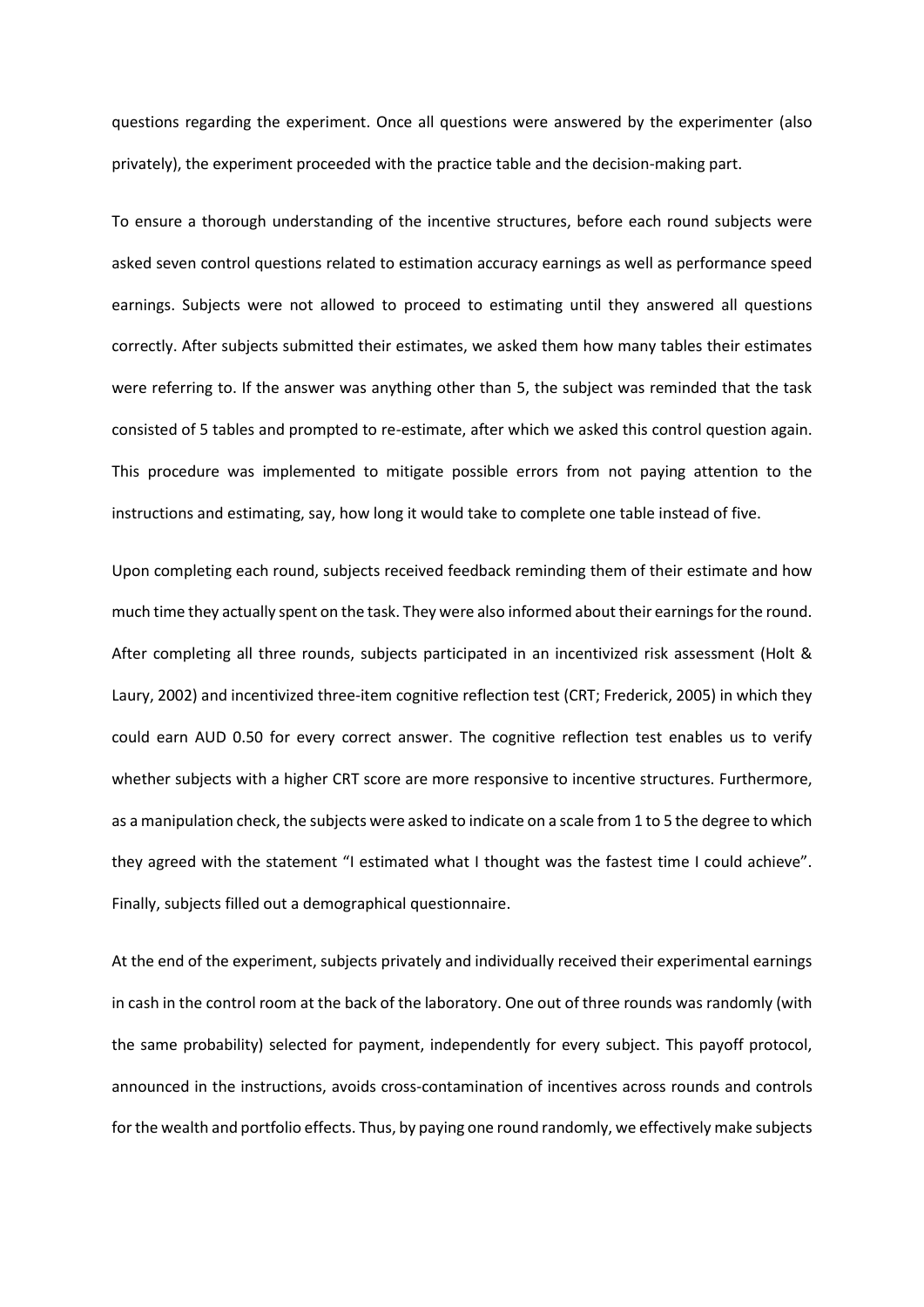questions regarding the experiment. Once all questions were answered by the experimenter (also privately), the experiment proceeded with the practice table and the decision-making part.

To ensure a thorough understanding of the incentive structures, before each round subjects were asked seven control questions related to estimation accuracy earnings as well as performance speed earnings. Subjects were not allowed to proceed to estimating until they answered all questions correctly. After subjects submitted their estimates, we asked them how many tables their estimates were referring to. If the answer was anything other than 5, the subject was reminded that the task consisted of 5 tables and prompted to re-estimate, after which we asked this control question again. This procedure was implemented to mitigate possible errors from not paying attention to the instructions and estimating, say, how long it would take to complete one table instead of five.

Upon completing each round, subjects received feedback reminding them of their estimate and how much time they actually spent on the task. They were also informed about their earnings for the round. After completing all three rounds, subjects participated in an incentivized risk assessment (Holt & Laury, 2002) and incentivized three-item cognitive reflection test (CRT; Frederick, 2005) in which they could earn AUD 0.50 for every correct answer. The cognitive reflection test enables us to verify whether subjects with a higher CRT score are more responsive to incentive structures. Furthermore, as a manipulation check, the subjects were asked to indicate on a scale from 1 to 5 the degree to which they agreed with the statement "I estimated what I thought was the fastest time I could achieve". Finally, subjects filled out a demographical questionnaire.

At the end of the experiment, subjects privately and individually received their experimental earnings in cash in the control room at the back of the laboratory. One out of three rounds was randomly (with the same probability) selected for payment, independently for every subject. This payoff protocol, announced in the instructions, avoids cross-contamination of incentives across rounds and controls for the wealth and portfolio effects. Thus, by paying one round randomly, we effectively make subjects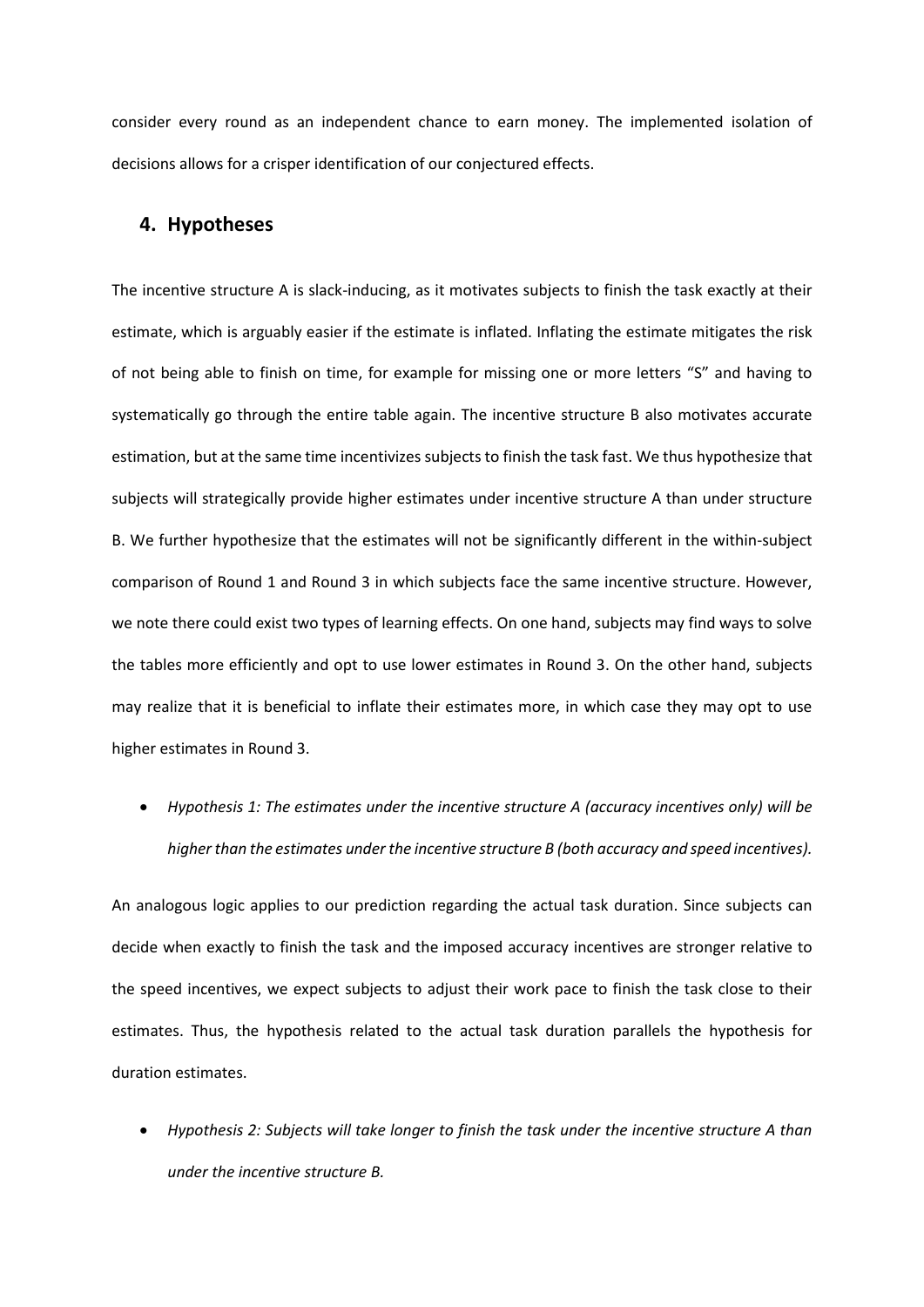consider every round as an independent chance to earn money. The implemented isolation of decisions allows for a crisper identification of our conjectured effects.

## 4. Hypotheses

The incentive structure A is slack-inducing, as it motivates subjects to finish the task exactly at their estimate, which is arguably easier if the estimate is inflated. Inflating the estimate mitigates the risk of not being able to finish on time, for example for missing one or more letters "S" and having to systematically go through the entire table again. The incentive structure B also motivates accurate estimation, but at the same time incentivizes subjects to finish the task fast. We thus hypothesize that subjects will strategically provide higher estimates under incentive structure A than under structure B. We further hypothesize that the estimates will not be significantly different in the within-subject comparison of Round 1 and Round 3 in which subjects face the same incentive structure. However, we note there could exist two types of learning effects. On one hand, subjects may find ways to solve the tables more efficiently and opt to use lower estimates in Round 3. On the other hand, subjects may realize that it is beneficial to inflate their estimates more, in which case they may opt to use higher estimates in Round 3.

- *Hypothesis 1: The estimates under the incentive structure A (accuracy incentives only) will be higher than the estimates under the incentive structure B (both accuracy and speed incentives).*

An analogous logic applies to our prediction regarding the actual task duration. Since subjects can decide when exactly to finish the task and the imposed accuracy incentives are stronger relative to the speed incentives, we expect subjects to adjust their work pace to finish the task close to their estimates. Thus, the hypothesis related to the actual task duration parallels the hypothesis for duration estimates.

- *Hypothesis 2: Subjects will take longer to finish the task under the incentive structure A than under the incentive structure B.*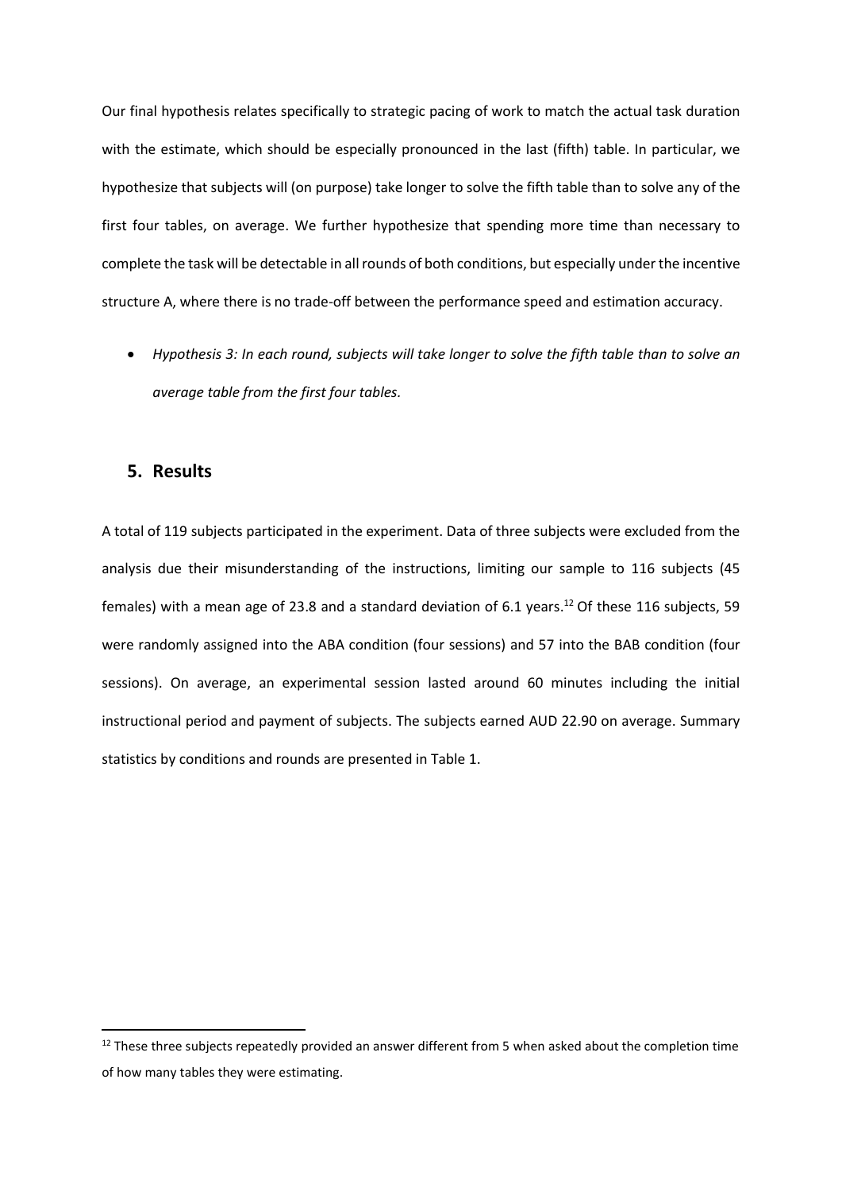Our final hypothesis relates specifically to strategic pacing of work to match the actual task duration with the estimate, which should be especially pronounced in the last (fifth) table. In particular, we hypothesize that subjects will (on purpose) take longer to solve the fifth table than to solve any of the first four tables, on average. We further hypothesize that spending more time than necessary to complete the task will be detectable in all rounds of both conditions, but especially under the incentive structure A, where there is no trade-off between the performance speed and estimation accuracy.

- *Hypothesis 3: In each round, subjects will take longer to solve the fifth table than to solve an average table from the first four tables.*

## 5. Results

A total of 119 subjects participated in the experiment. Data of three subjects were excluded from the analysis due their misunderstanding of the instructions, limiting our sample to 116 subjects (45 females) with a mean age of 23.8 and a standard deviation of 6.1 years.[12] Of these 116 subjects, 59 were randomly assigned into the ABA condition (four sessions) and 57 into the BAB condition (four sessions). On average, an experimental session lasted around 60 minutes including the initial instructional period and payment of subjects. The subjects earned AUD 22.90 on average. Summary statistics by conditions and rounds are presented in Table 1.

[12] These three subjects repeatedly provided an answer different from 5 when asked about the completion time of how many tables they were estimating.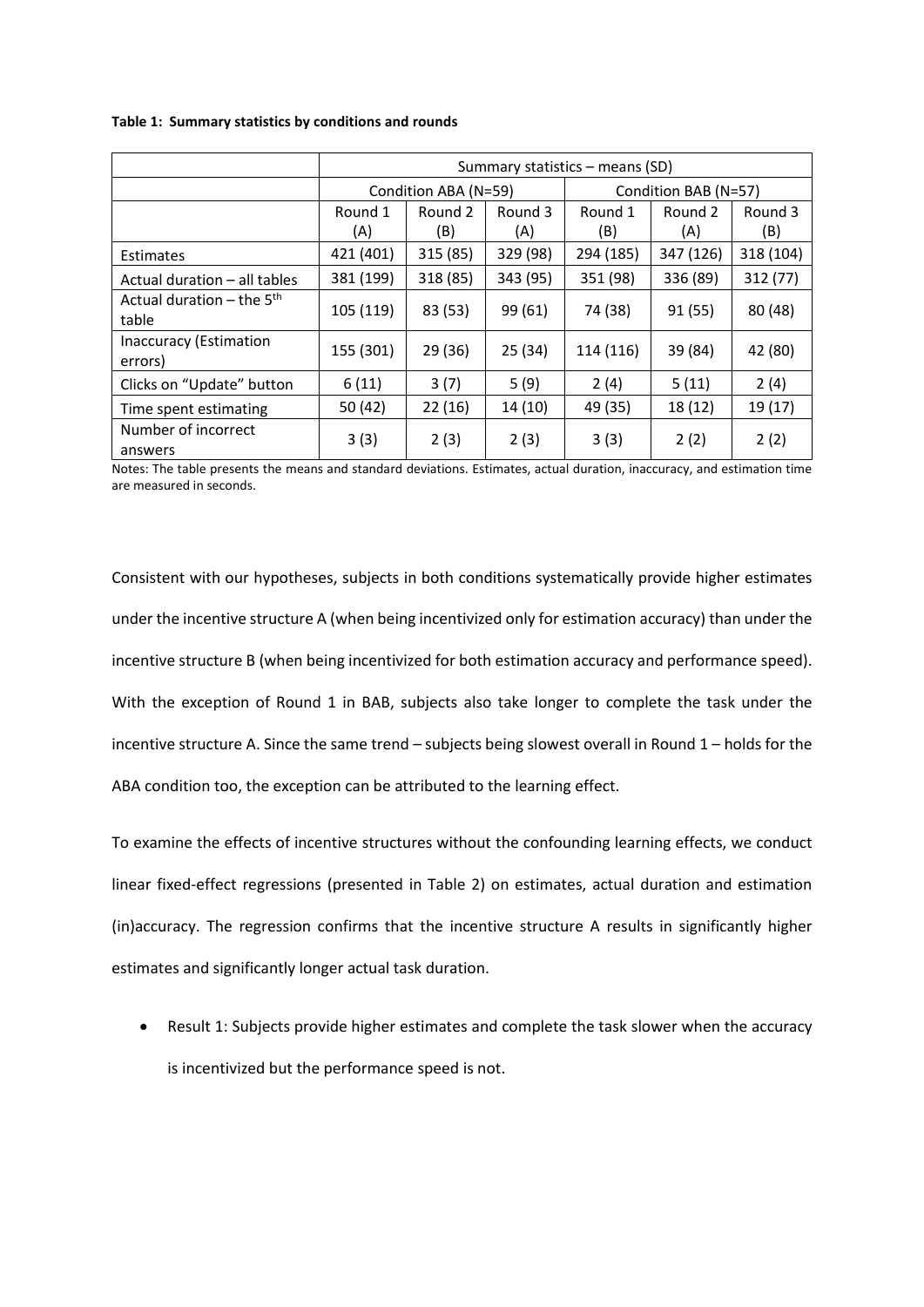**Table 1: Summary statistics by conditions and rounds**

| | Summary statistics – means (SD) | | | | | |
|---|---|---|---|---|---|---|
| | Condition ABA (N=59) | | | Condition BAB (N=57) | | |
| | Round 1 (A) | Round 2 (B) | Round 3 (A) | Round 1 (B) | Round 2 (A) | Round 3 (B) |
| Estimates | 421 (401) | 315 (85) | 329 (98) | 294 (185) | 347 (126) | 318 (104) |
| Actual duration – all tables | 381 (199) | 318 (85) | 343 (95) | 351 (98) | 336 (89) | 312 (77) |
| Actual duration – the 5th table | 105 (119) | 83 (53) | 99 (61) | 74 (38) | 91 (55) | 80 (48) |
| Inaccuracy (Estimation errors) | 155 (301) | 29 (36) | 25 (34) | 114 (116) | 39 (84) | 42 (80) |
| Clicks on "Update" button | 6 (11) | 3 (7) | 5 (9) | 2 (4) | 5 (11) | 2 (4) |
| Time spent estimating | 50 (42) | 22 (16) | 14 (10) | 49 (35) | 18 (12) | 19 (17) |
| Number of incorrect answers | 3 (3) | 2 (3) | 2 (3) | 3 (3) | 2 (2) | 2 (2) |

Notes: The table presents the means and standard deviations. Estimates, actual duration, inaccuracy, and estimation time are measured in seconds.

Consistent with our hypotheses, subjects in both conditions systematically provide higher estimates under the incentive structure A (when being incentivized only for estimation accuracy) than under the incentive structure B (when being incentivized for both estimation accuracy and performance speed). With the exception of Round 1 in BAB, subjects also take longer to complete the task under the incentive structure A. Since the same trend – subjects being slowest overall in Round 1 – holds for the ABA condition too, the exception can be attributed to the learning effect.

To examine the effects of incentive structures without the confounding learning effects, we conduct linear fixed-effect regressions (presented in Table 2) on estimates, actual duration and estimation (in)accuracy. The regression confirms that the incentive structure A results in significantly higher estimates and significantly longer actual task duration.

- Result 1: Subjects provide higher estimates and complete the task slower when the accuracy is incentivized but the performance speed is not.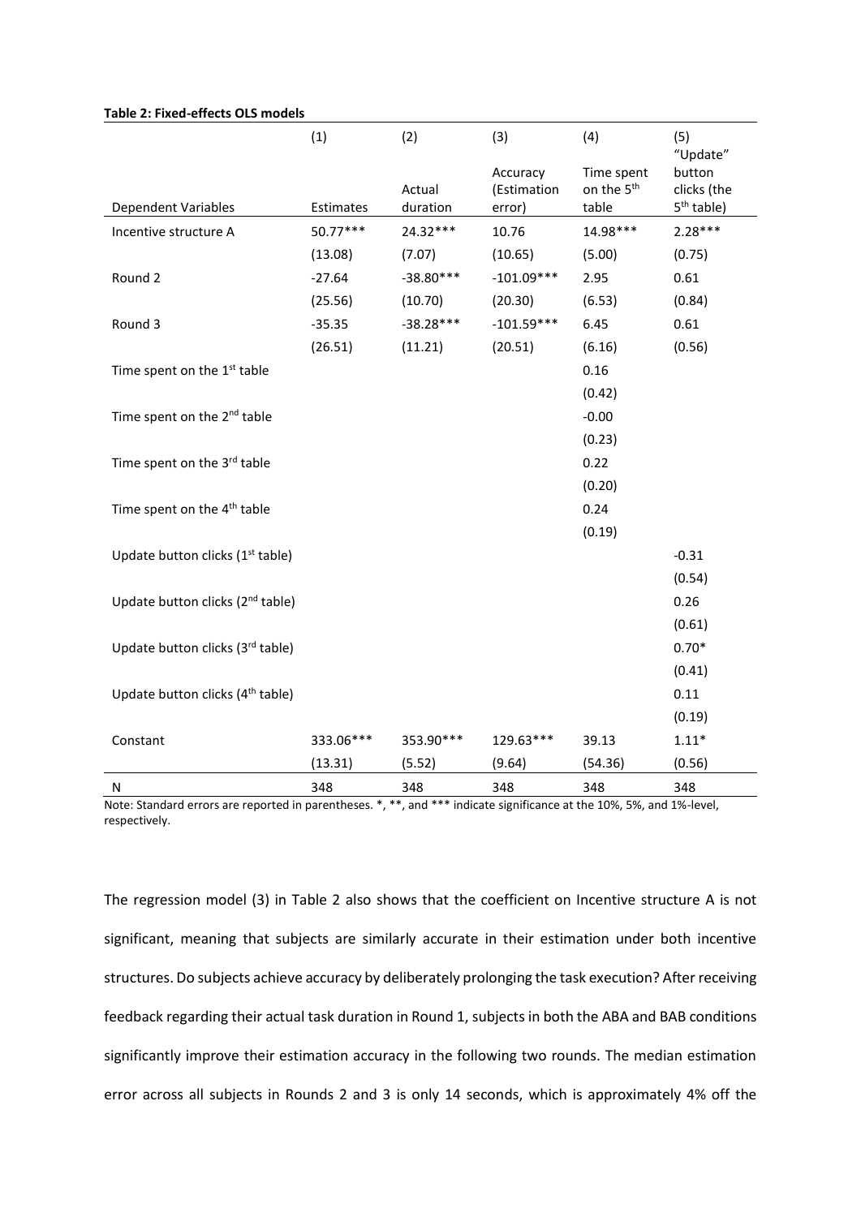**Table 2: Fixed-effects OLS models**

| | (1) | (2) | (3) | (4) | (5) |
|---|---|---|---|---|---|
| Dependent Variables | Estimates | Actual duration | Accuracy (Estimation error) | Time spent on the 5th table | "Update" button clicks (the 5th table) |
| Incentive structure A | 50.77*** | 24.32*** | 10.76 | 14.98*** | 2.28*** |
| | (13.08) | (7.07) | (10.65) | (5.00) | (0.75) |
| Round 2 | -27.64 | -38.80*** | -101.09*** | 2.95 | 0.61 |
| | (25.56) | (10.70) | (20.30) | (6.53) | (0.84) |
| Round 3 | -35.35 | -38.28*** | -101.59*** | 6.45 | 0.61 |
| | (26.51) | (11.21) | (20.51) | (6.16) | (0.56) |
| Time spent on the 1st table | | | | 0.16 | |
| | | | | (0.42) | |
| Time spent on the 2nd table | | | | -0.00 | |
| | | | | (0.23) | |
| Time spent on the 3rd table | | | | 0.22 | |
| | | | | (0.20) | |
| Time spent on the 4th table | | | | 0.24 | |
| | | | | (0.19) | |
| Update button clicks (1st table) | | | | | -0.31 |
| | | | | | (0.54) |
| Update button clicks (2nd table) | | | | | 0.26 |
| | | | | | (0.61) |
| Update button clicks (3rd table) | | | | | 0.70* |
| | | | | | (0.41) |
| Update button clicks (4th table) | | | | | 0.11 |
| | | | | | (0.19) |
| Constant | 333.06*** | 353.90*** | 129.63*** | 39.13 | 1.11* |
| | (13.31) | (5.52) | (9.64) | (54.36) | (0.56) |
| N | 348 | 348 | 348 | 348 | 348 |

Note: Standard errors are reported in parentheses. *, **, and *** indicate significance at the 10%, 5%, and 1%-level, respectively.

The regression model (3) in Table 2 also shows that the coefficient on Incentive structure A is not significant, meaning that subjects are similarly accurate in their estimation under both incentive structures. Do subjects achieve accuracy by deliberately prolonging the task execution? After receiving feedback regarding their actual task duration in Round 1, subjects in both the ABA and BAB conditions significantly improve their estimation accuracy in the following two rounds. The median estimation error across all subjects in Rounds 2 and 3 is only 14 seconds, which is approximately 4% off the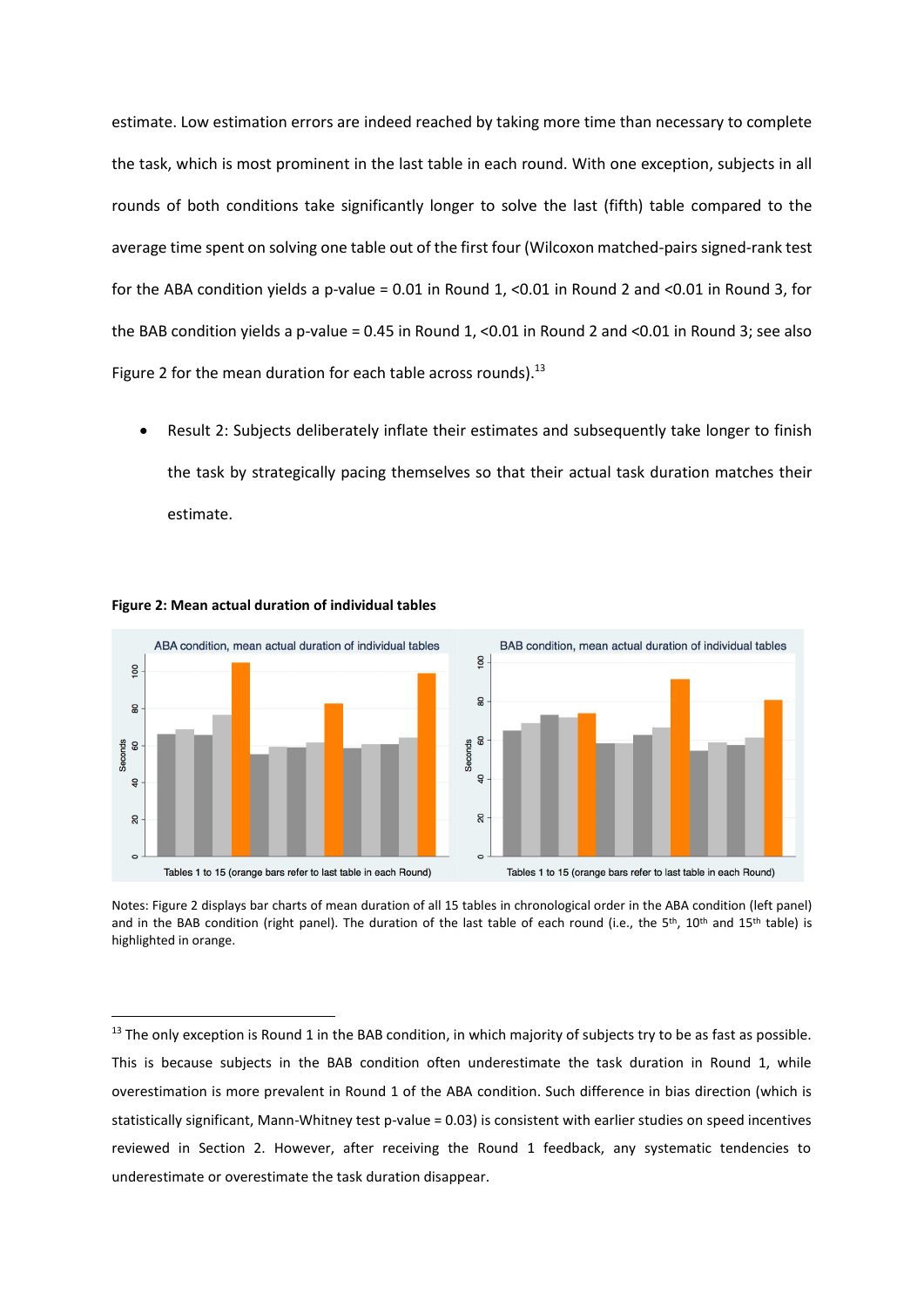estimate. Low estimation errors are indeed reached by taking more time than necessary to complete the task, which is most prominent in the last table in each round. With one exception, subjects in all rounds of both conditions take significantly longer to solve the last (fifth) table compared to the average time spent on solving one table out of the first four (Wilcoxon matched-pairs signed-rank test for the ABA condition yields a p-value = 0.01 in Round 1, <0.01 in Round 2 and <0.01 in Round 3, for the BAB condition yields a p-value = 0.45 in Round 1, <0.01 in Round 2 and <0.01 in Round 3; see also Figure 2 for the mean duration for each table across rounds).[13]

- Result 2: Subjects deliberately inflate their estimates and subsequently take longer to finish the task by strategically pacing themselves so that their actual task duration matches their estimate.

**Figure 2: Mean actual duration of individual tables**

Notes: Figure 2 displays bar charts of mean duration of all 15 tables in chronological order in the ABA condition (left panel) and in the BAB condition (right panel). The duration of the last table of each round (i.e., the 5th, 10th and 15th table) is highlighted in orange.

---

[13] The only exception is Round 1 in the BAB condition, in which majority of subjects try to be as fast as possible. This is because subjects in the BAB condition often underestimate the task duration in Round 1, while overestimation is more prevalent in Round 1 of the ABA condition. Such difference in bias direction (which is statistically significant, Mann-Whitney test p-value = 0.03) is consistent with earlier studies on speed incentives reviewed in Section 2. However, after receiving the Round 1 feedback, any systematic tendencies to underestimate or overestimate the task duration disappear.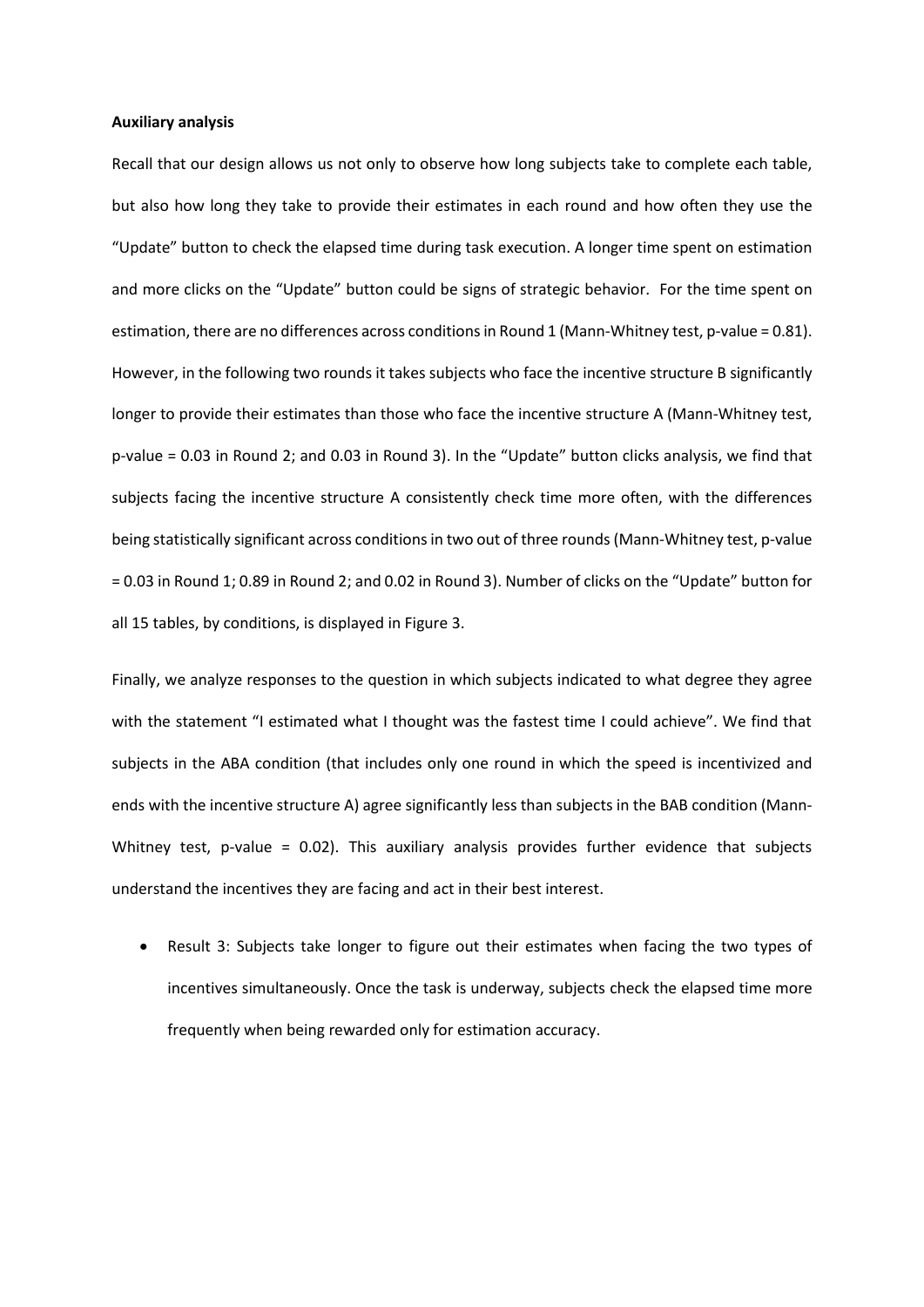**Auxiliary analysis**

Recall that our design allows us not only to observe how long subjects take to complete each table, but also how long they take to provide their estimates in each round and how often they use the "Update" button to check the elapsed time during task execution. A longer time spent on estimation and more clicks on the "Update" button could be signs of strategic behavior. For the time spent on estimation, there are no differences across conditions in Round 1 (Mann-Whitney test, p-value = 0.81). However, in the following two rounds it takes subjects who face the incentive structure B significantly longer to provide their estimates than those who face the incentive structure A (Mann-Whitney test, p-value = 0.03 in Round 2; and 0.03 in Round 3). In the "Update" button clicks analysis, we find that subjects facing the incentive structure A consistently check time more often, with the differences being statistically significant across conditions in two out of three rounds (Mann-Whitney test, p-value = 0.03 in Round 1; 0.89 in Round 2; and 0.02 in Round 3). Number of clicks on the "Update" button for all 15 tables, by conditions, is displayed in Figure 3.

Finally, we analyze responses to the question in which subjects indicated to what degree they agree with the statement "I estimated what I thought was the fastest time I could achieve". We find that subjects in the ABA condition (that includes only one round in which the speed is incentivized and ends with the incentive structure A) agree significantly less than subjects in the BAB condition (Mann-Whitney test, p-value = 0.02). This auxiliary analysis provides further evidence that subjects understand the incentives they are facing and act in their best interest.

- Result 3: Subjects take longer to figure out their estimates when facing the two types of incentives simultaneously. Once the task is underway, subjects check the elapsed time more frequently when being rewarded only for estimation accuracy.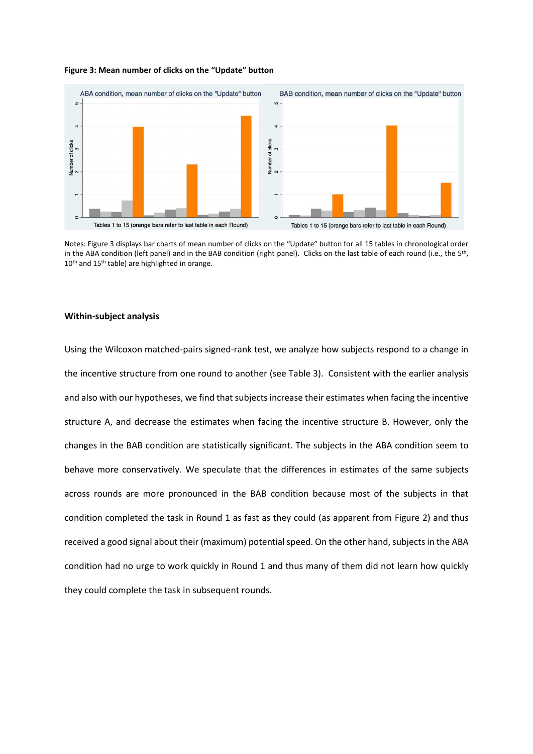**Figure 3: Mean number of clicks on the "Update" button**

Notes: Figure 3 displays bar charts of mean number of clicks on the "Update" button for all 15 tables in chronological order in the ABA condition (left panel) and in the BAB condition (right panel). Clicks on the last table of each round (i.e., the 5th, 10th and 15th table) are highlighted in orange.

**Within-subject analysis**

Using the Wilcoxon matched-pairs signed-rank test, we analyze how subjects respond to a change in the incentive structure from one round to another (see Table 3). Consistent with the earlier analysis and also with our hypotheses, we find that subjects increase their estimates when facing the incentive structure A, and decrease the estimates when facing the incentive structure B. However, only the changes in the BAB condition are statistically significant. The subjects in the ABA condition seem to behave more conservatively. We speculate that the differences in estimates of the same subjects across rounds are more pronounced in the BAB condition because most of the subjects in that condition completed the task in Round 1 as fast as they could (as apparent from Figure 2) and thus received a good signal about their (maximum) potential speed. On the other hand, subjects in the ABA condition had no urge to work quickly in Round 1 and thus many of them did not learn how quickly they could complete the task in subsequent rounds.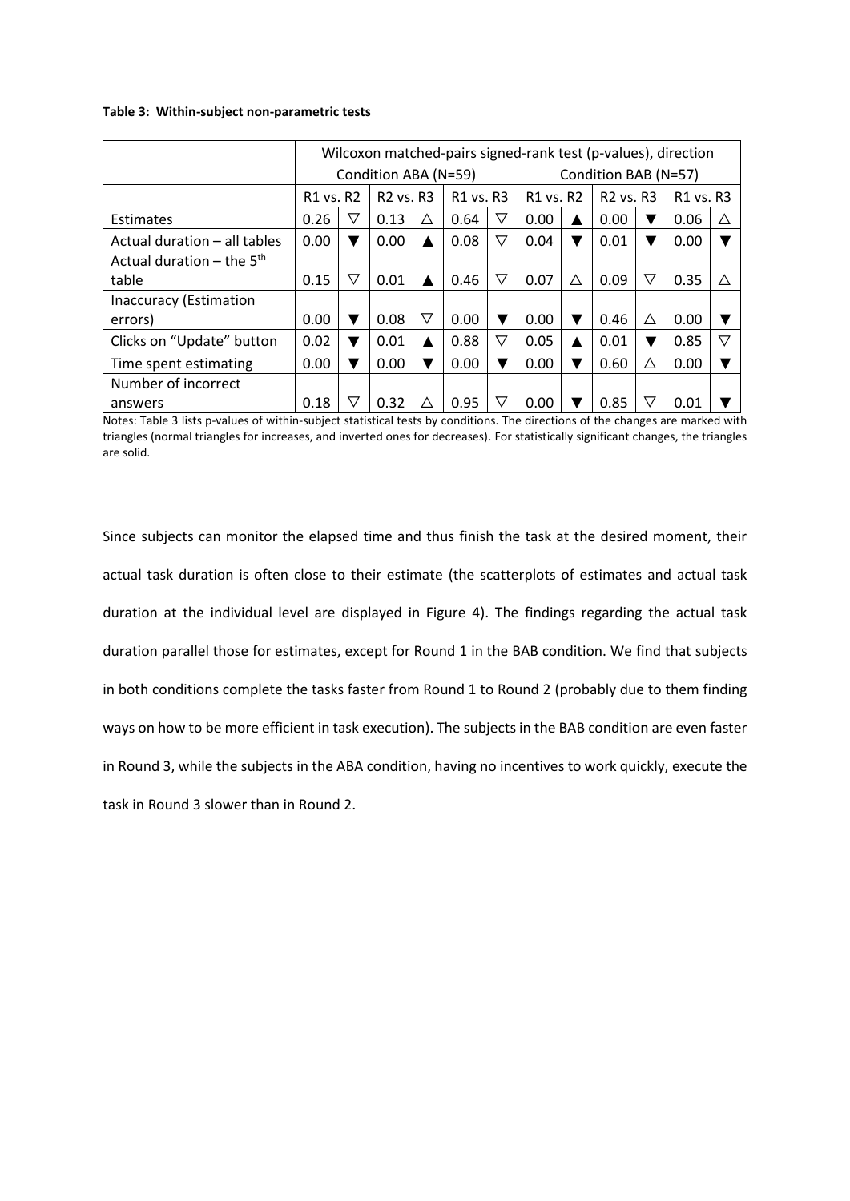**Table 3: Within-subject non-parametric tests**

| | Wilcoxon matched-pairs signed-rank test (p-values), direction | | | | | | | | | | | |
|---|---|---|---|---|---|---|---|---|---|---|---|---|
| | Condition ABA (N=59) | | | | | | Condition BAB (N=57) | | | | | |
| | R1 vs. R2 | | R2 vs. R3 | | R1 vs. R3 | | R1 vs. R2 | | R2 vs. R3 | | R1 vs. R3 | |
| Estimates | 0.26 | ▽ | 0.13 | △ | 0.64 | ▽ | 0.00 | ▲ | 0.00 | ▼ | 0.06 | △ |
| Actual duration – all tables | 0.00 | ▼ | 0.00 | ▲ | 0.08 | ▽ | 0.04 | ▼ | 0.01 | ▼ | 0.00 | ▼ |
| Actual duration – the 5th table | 0.15 | ▽ | 0.01 | ▲ | 0.46 | ▽ | 0.07 | △ | 0.09 | ▽ | 0.35 | △ |
| Inaccuracy (Estimation errors) | 0.00 | ▼ | 0.08 | ▽ | 0.00 | ▼ | 0.00 | ▼ | 0.46 | △ | 0.00 | ▼ |
| Clicks on "Update" button | 0.02 | ▼ | 0.01 | ▲ | 0.88 | ▽ | 0.05 | ▲ | 0.01 | ▼ | 0.85 | ▽ |
| Time spent estimating | 0.00 | ▼ | 0.00 | ▼ | 0.00 | ▼ | 0.00 | ▼ | 0.60 | △ | 0.00 | ▼ |
| Number of incorrect answers | 0.18 | ▽ | 0.32 | △ | 0.95 | ▽ | 0.00 | ▼ | 0.85 | ▽ | 0.01 | ▼ |

Notes: Table 3 lists p-values of within-subject statistical tests by conditions. The directions of the changes are marked with triangles (normal triangles for increases, and inverted ones for decreases). For statistically significant changes, the triangles are solid.

Since subjects can monitor the elapsed time and thus finish the task at the desired moment, their actual task duration is often close to their estimate (the scatterplots of estimates and actual task duration at the individual level are displayed in Figure 4). The findings regarding the actual task duration parallel those for estimates, except for Round 1 in the BAB condition. We find that subjects in both conditions complete the tasks faster from Round 1 to Round 2 (probably due to them finding ways on how to be more efficient in task execution). The subjects in the BAB condition are even faster in Round 3, while the subjects in the ABA condition, having no incentives to work quickly, execute the task in Round 3 slower than in Round 2.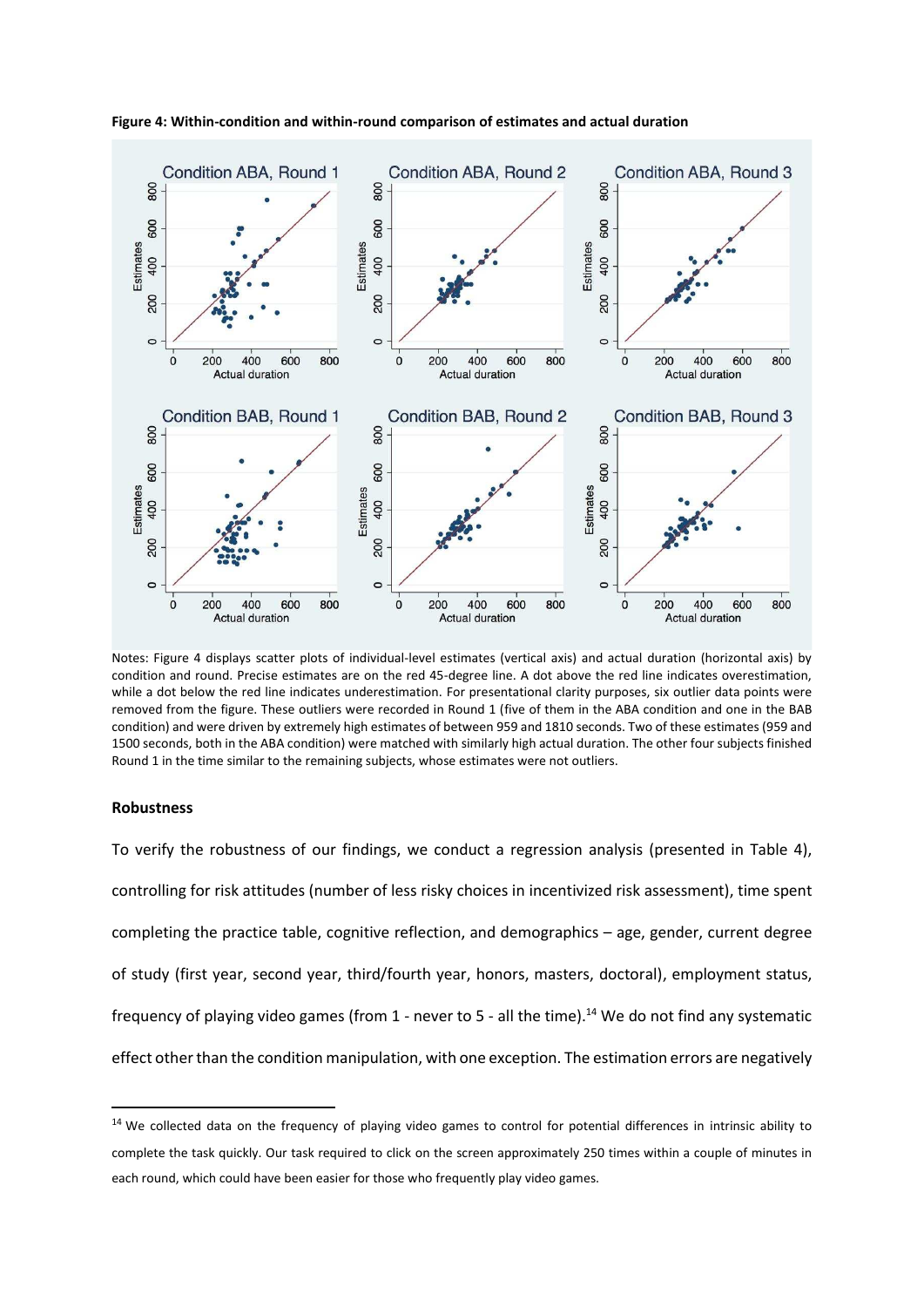**Figure 4: Within-condition and within-round comparison of estimates and actual duration**

Notes: Figure 4 displays scatter plots of individual-level estimates (vertical axis) and actual duration (horizontal axis) by condition and round. Precise estimates are on the red 45-degree line. A dot above the red line indicates overestimation, while a dot below the red line indicates underestimation. For presentational clarity purposes, six outlier data points were removed from the figure. These outliers were recorded in Round 1 (five of them in the ABA condition and one in the BAB condition) and were driven by extremely high estimates of between 959 and 1810 seconds. Two of these estimates (959 and 1500 seconds, both in the ABA condition) were matched with similarly high actual duration. The other four subjects finished Round 1 in the time similar to the remaining subjects, whose estimates were not outliers.

### Robustness

To verify the robustness of our findings, we conduct a regression analysis (presented in Table 4), controlling for risk attitudes (number of less risky choices in incentivized risk assessment), time spent completing the practice table, cognitive reflection, and demographics – age, gender, current degree of study (first year, second year, third/fourth year, honors, masters, doctoral), employment status, frequency of playing video games (from 1 - never to 5 - all the time).[14] We do not find any systematic effect other than the condition manipulation, with one exception. The estimation errors are negatively

[14] We collected data on the frequency of playing video games to control for potential differences in intrinsic ability to complete the task quickly. Our task required to click on the screen approximately 250 times within a couple of minutes in each round, which could have been easier for those who frequently play video games.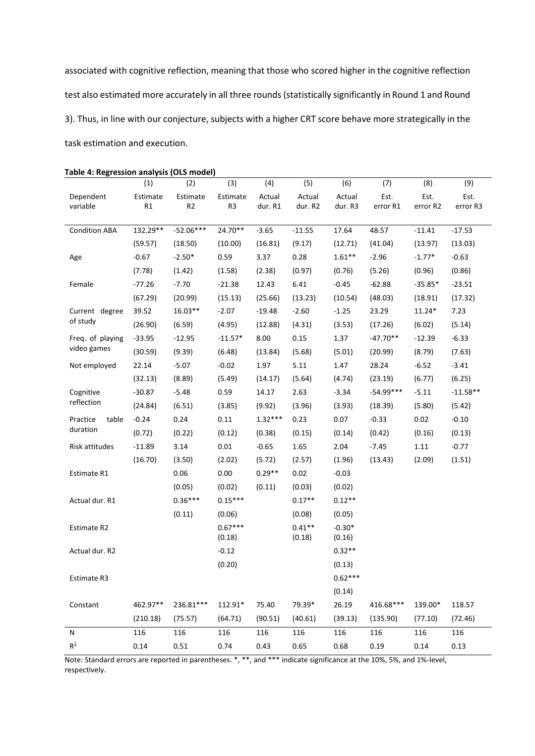associated with cognitive reflection, meaning that those who scored higher in the cognitive reflection test also estimated more accurately in all three rounds (statistically significantly in Round 1 and Round 3). Thus, in line with our conjecture, subjects with a higher CRT score behave more strategically in the task estimation and execution.

**Table 4: Regression analysis (OLS model)**

| | (1) | (2) | (3) | (4) | (5) | (6) | (7) | (8) | (9) |
|---|---|---|---|---|---|---|---|---|---|
| Dependent variable | Estimate R1 | Estimate R2 | Estimate R3 | Actual dur. R1 | Actual dur. R2 | Actual dur. R3 | Est. error R1 | Est. error R2 | Est. error R3 |
| Condition ABA | 132.29** | -52.06*** | 24.70** | -3.65 | -11.55 | 17.64 | 48.57 | -11.41 | -17.53 |
| | (59.57) | (18.50) | (10.00) | (16.81) | (9.17) | (12.71) | (41.04) | (13.97) | (13.03) |
| Age | -0.67 | -2.50* | 0.59 | 3.37 | 0.28 | 1.61** | -2.96 | -1.77* | -0.63 |
| | (7.78) | (1.42) | (1.58) | (2.38) | (0.97) | (0.76) | (5.26) | (0.96) | (0.86) |
| Female | -77.26 | -7.70 | -21.38 | 12.43 | 6.41 | -0.45 | -62.88 | -35.85* | -23.51 |
| | (67.29) | (20.99) | (15.13) | (25.66) | (13.23) | (10.54) | (48.03) | (18.91) | (17.32) |
| Current degree of study | 39.52 | 16.03** | -2.07 | -19.48 | -2.60 | -1.25 | 23.29 | 11.24* | 7.23 |
| | (26.90) | (6.59) | (4.95) | (12.88) | (4.31) | (3.53) | (17.26) | (6.02) | (5.14) |
| Freq. of playing video games | -33.95 | -12.95 | -11.57* | 8.00 | 0.15 | 1.37 | -47.70** | -12.39 | -6.33 |
| | (30.59) | (9.39) | (6.48) | (13.84) | (5.68) | (5.01) | (20.99) | (8.79) | (7.63) |
| Not employed | 22.14 | -5.07 | -0.02 | 1.97 | 5.11 | 1.47 | 28.24 | -6.52 | -3.41 |
| | (32.13) | (8.89) | (5.49) | (14.17) | (5.64) | (4.74) | (23.19) | (6.77) | (6.25) |
| Cognitive reflection | -30.87 | -5.48 | 0.59 | 14.17 | 2.63 | -3.34 | -54.99*** | -5.11 | -11.58** |
| | (24.84) | (6.51) | (3.85) | (9.92) | (3.96) | (3.93) | (18.39) | (5.80) | (5.42) |
| Practice table duration | -0.24 | 0.24 | 0.11 | 1.32*** | 0.23 | 0.07 | -0.33 | 0.02 | -0.10 |
| | (0.72) | (0.22) | (0.12) | (0.38) | (0.15) | (0.14) | (0.42) | (0.16) | (0.13) |
| Risk attitudes | -11.89 | 3.14 | 0.01 | -0.65 | 1.65 | 2.04 | -7.45 | 1.11 | -0.77 |
| | (16.70) | (3.50) | (2.02) | (5.72) | (2.57) | (1.96) | (13.43) | (2.09) | (1.51) |
| Estimate R1 | | 0.06 | 0.00 | 0.29** | 0.02 | -0.03 | | | |
| | | (0.05) | (0.02) | (0.11) | (0.03) | (0.02) | | | |
| Actual dur. R1 | | 0.36*** | 0.15*** | | 0.17** | 0.12** | | | |
| | | (0.11) | (0.06) | | (0.08) | (0.05) | | | |
| Estimate R2 | | | 0.67*** | | 0.41** | -0.30* | | | |
| | | | (0.18) | | (0.18) | (0.16) | | | |
| Actual dur. R2 | | | -0.12 | | | 0.32** | | | |
| | | | (0.20) | | | (0.13) | | | |
| Estimate R3 | | | | | | 0.62*** | | | |
| | | | | | | (0.14) | | | |
| Constant | 462.97** | 236.81*** | 112.91* | 75.40 | 79.39* | 26.19 | 416.68*** | 139.00* | 118.57 |
| | (210.18) | (75.57) | (64.71) | (90.51) | (40.61) | (39.13) | (135.90) | (77.10) | (72.46) |
| N | 116 | 116 | 116 | 116 | 116 | 116 | 116 | 116 | 116 |
| $R^2$ | 0.14 | 0.51 | 0.74 | 0.43 | 0.65 | 0.68 | 0.19 | 0.14 | 0.13 |

Note: Standard errors are reported in parentheses. *, **, and *** indicate significance at the 10%, 5%, and 1%-level, respectively.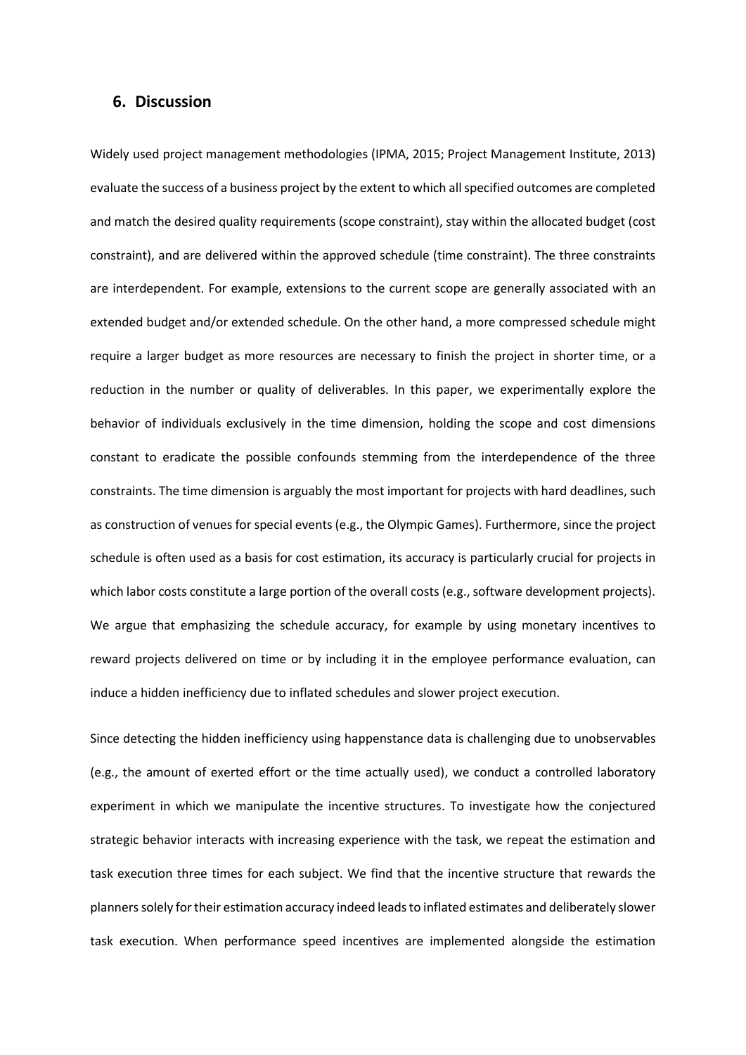## 6. Discussion

Widely used project management methodologies (IPMA, 2015; Project Management Institute, 2013) evaluate the success of a business project by the extent to which all specified outcomes are completed and match the desired quality requirements (scope constraint), stay within the allocated budget (cost constraint), and are delivered within the approved schedule (time constraint). The three constraints are interdependent. For example, extensions to the current scope are generally associated with an extended budget and/or extended schedule. On the other hand, a more compressed schedule might require a larger budget as more resources are necessary to finish the project in shorter time, or a reduction in the number or quality of deliverables. In this paper, we experimentally explore the behavior of individuals exclusively in the time dimension, holding the scope and cost dimensions constant to eradicate the possible confounds stemming from the interdependence of the three constraints. The time dimension is arguably the most important for projects with hard deadlines, such as construction of venues for special events (e.g., the Olympic Games). Furthermore, since the project schedule is often used as a basis for cost estimation, its accuracy is particularly crucial for projects in which labor costs constitute a large portion of the overall costs (e.g., software development projects). We argue that emphasizing the schedule accuracy, for example by using monetary incentives to reward projects delivered on time or by including it in the employee performance evaluation, can induce a hidden inefficiency due to inflated schedules and slower project execution.

Since detecting the hidden inefficiency using happenstance data is challenging due to unobservables (e.g., the amount of exerted effort or the time actually used), we conduct a controlled laboratory experiment in which we manipulate the incentive structures. To investigate how the conjectured strategic behavior interacts with increasing experience with the task, we repeat the estimation and task execution three times for each subject. We find that the incentive structure that rewards the planners solely for their estimation accuracy indeed leads to inflated estimates and deliberately slower task execution. When performance speed incentives are implemented alongside the estimation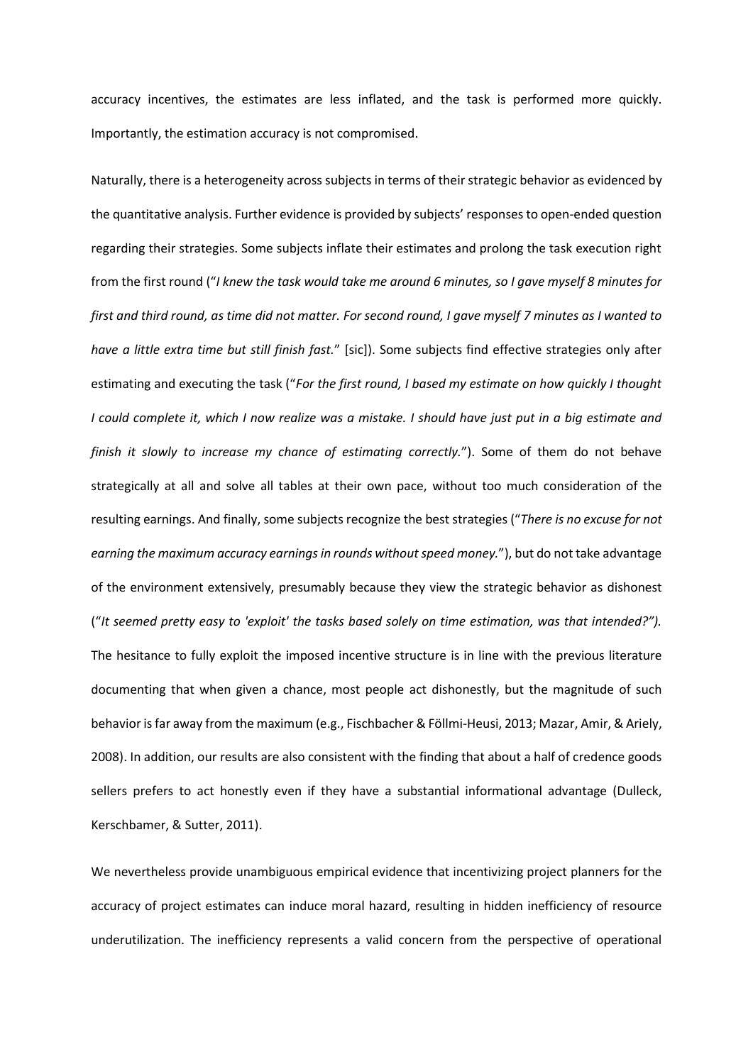accuracy incentives, the estimates are less inflated, and the task is performed more quickly. Importantly, the estimation accuracy is not compromised.

Naturally, there is a heterogeneity across subjects in terms of their strategic behavior as evidenced by the quantitative analysis. Further evidence is provided by subjects' responses to open-ended question regarding their strategies. Some subjects inflate their estimates and prolong the task execution right from the first round ("*I knew the task would take me around 6 minutes, so I gave myself 8 minutes for first and third round, as time did not matter. For second round, I gave myself 7 minutes as I wanted to have a little extra time but still finish fast.*" [sic]). Some subjects find effective strategies only after estimating and executing the task ("*For the first round, I based my estimate on how quickly I thought I could complete it, which I now realize was a mistake. I should have just put in a big estimate and finish it slowly to increase my chance of estimating correctly.*"). Some of them do not behave strategically at all and solve all tables at their own pace, without too much consideration of the resulting earnings. And finally, some subjects recognize the best strategies ("*There is no excuse for not earning the maximum accuracy earnings in rounds without speed money.*"), but do not take advantage of the environment extensively, presumably because they view the strategic behavior as dishonest ("*It seemed pretty easy to 'exploit' the tasks based solely on time estimation, was that intended?").* The hesitance to fully exploit the imposed incentive structure is in line with the previous literature documenting that when given a chance, most people act dishonestly, but the magnitude of such behavior is far away from the maximum (e.g., Fischbacher & Föllmi-Heusi, 2013; Mazar, Amir, & Ariely, 2008). In addition, our results are also consistent with the finding that about a half of credence goods sellers prefers to act honestly even if they have a substantial informational advantage (Dulleck, Kerschbamer, & Sutter, 2011).

We nevertheless provide unambiguous empirical evidence that incentivizing project planners for the accuracy of project estimates can induce moral hazard, resulting in hidden inefficiency of resource underutilization. The inefficiency represents a valid concern from the perspective of operational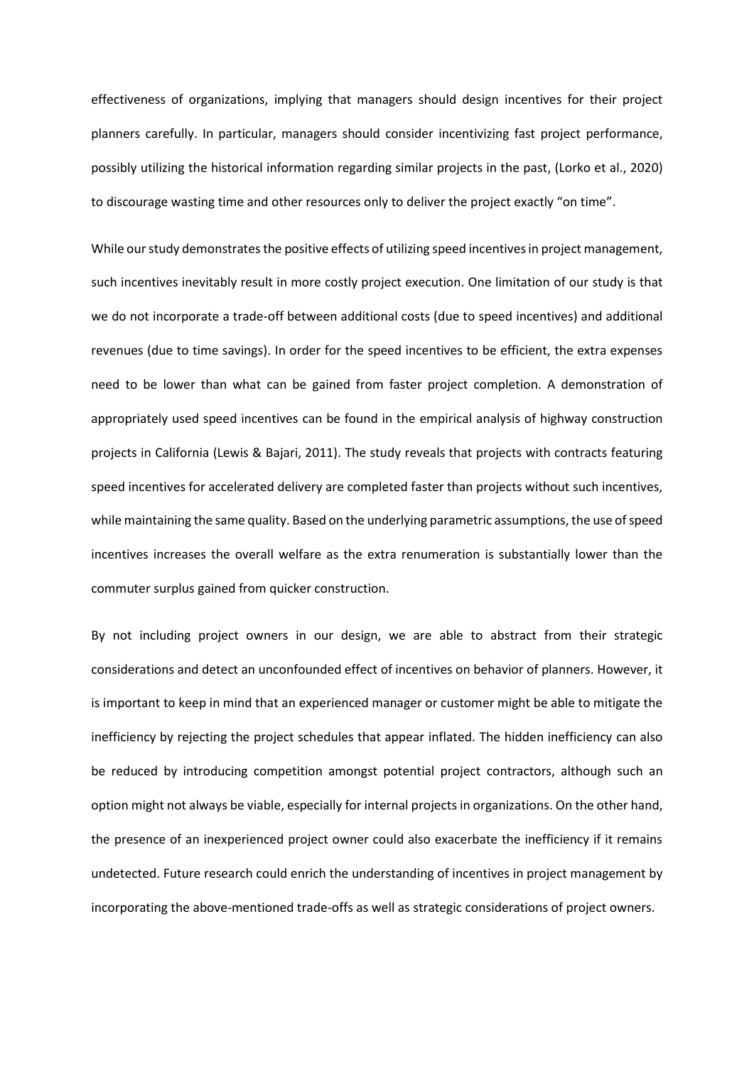effectiveness of organizations, implying that managers should design incentives for their project planners carefully. In particular, managers should consider incentivizing fast project performance, possibly utilizing the historical information regarding similar projects in the past, (Lorko et al., 2020) to discourage wasting time and other resources only to deliver the project exactly "on time".

While our study demonstrates the positive effects of utilizing speed incentives in project management, such incentives inevitably result in more costly project execution. One limitation of our study is that we do not incorporate a trade-off between additional costs (due to speed incentives) and additional revenues (due to time savings). In order for the speed incentives to be efficient, the extra expenses need to be lower than what can be gained from faster project completion. A demonstration of appropriately used speed incentives can be found in the empirical analysis of highway construction projects in California (Lewis & Bajari, 2011). The study reveals that projects with contracts featuring speed incentives for accelerated delivery are completed faster than projects without such incentives, while maintaining the same quality. Based on the underlying parametric assumptions, the use of speed incentives increases the overall welfare as the extra renumeration is substantially lower than the commuter surplus gained from quicker construction.

By not including project owners in our design, we are able to abstract from their strategic considerations and detect an unconfounded effect of incentives on behavior of planners. However, it is important to keep in mind that an experienced manager or customer might be able to mitigate the inefficiency by rejecting the project schedules that appear inflated. The hidden inefficiency can also be reduced by introducing competition amongst potential project contractors, although such an option might not always be viable, especially for internal projects in organizations. On the other hand, the presence of an inexperienced project owner could also exacerbate the inefficiency if it remains undetected. Future research could enrich the understanding of incentives in project management by incorporating the above-mentioned trade-offs as well as strategic considerations of project owners.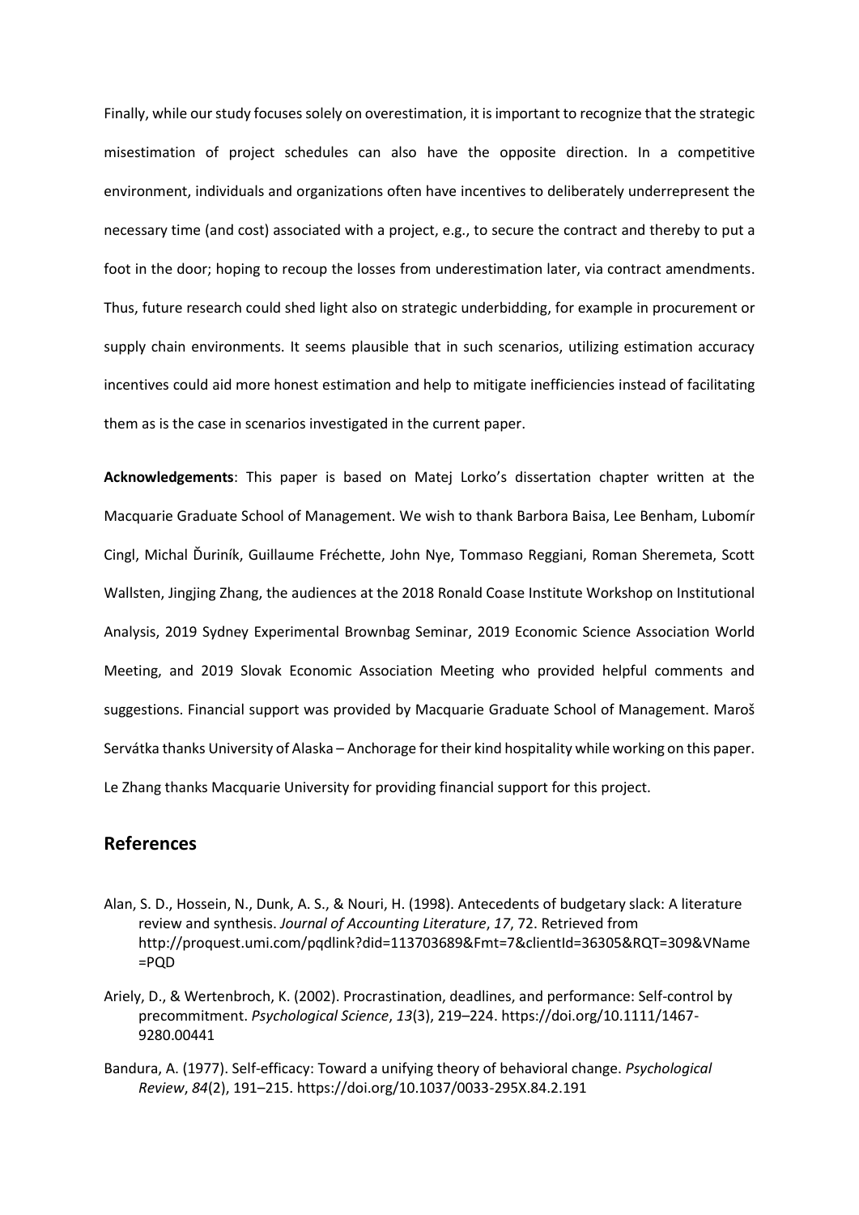Finally, while our study focuses solely on overestimation, it is important to recognize that the strategic misestimation of project schedules can also have the opposite direction. In a competitive environment, individuals and organizations often have incentives to deliberately underrepresent the necessary time (and cost) associated with a project, e.g., to secure the contract and thereby to put a foot in the door; hoping to recoup the losses from underestimation later, via contract amendments. Thus, future research could shed light also on strategic underbidding, for example in procurement or supply chain environments. It seems plausible that in such scenarios, utilizing estimation accuracy incentives could aid more honest estimation and help to mitigate inefficiencies instead of facilitating them as is the case in scenarios investigated in the current paper.

**Acknowledgements**: This paper is based on Matej Lorko's dissertation chapter written at the Macquarie Graduate School of Management. We wish to thank Barbora Baisa, Lee Benham, Lubomír Cingl, Michal Ďuriník, Guillaume Fréchette, John Nye, Tommaso Reggiani, Roman Sheremeta, Scott Wallsten, Jingjing Zhang, the audiences at the 2018 Ronald Coase Institute Workshop on Institutional Analysis, 2019 Sydney Experimental Brownbag Seminar, 2019 Economic Science Association World Meeting, and 2019 Slovak Economic Association Meeting who provided helpful comments and suggestions. Financial support was provided by Macquarie Graduate School of Management. Maroš Servátka thanks University of Alaska – Anchorage for their kind hospitality while working on this paper. Le Zhang thanks Macquarie University for providing financial support for this project.

## References

Alan, S. D., Hossein, N., Dunk, A. S., & Nouri, H. (1998). Antecedents of budgetary slack: A literature review and synthesis. *Journal of Accounting Literature*, *17*, 72. Retrieved from http://proquest.umi.com/pqdlink?did=113703689&Fmt=7&clientId=36305&RQT=309&VName=PQD

Ariely, D., & Wertenbroch, K. (2002). Procrastination, deadlines, and performance: Self-control by precommitment. *Psychological Science*, *13*(3), 219–224. https://doi.org/10.1111/1467-9280.00441

Bandura, A. (1977). Self-efficacy: Toward a unifying theory of behavioral change. *Psychological Review*, *84*(2), 191–215. https://doi.org/10.1037/0033-295X.84.2.191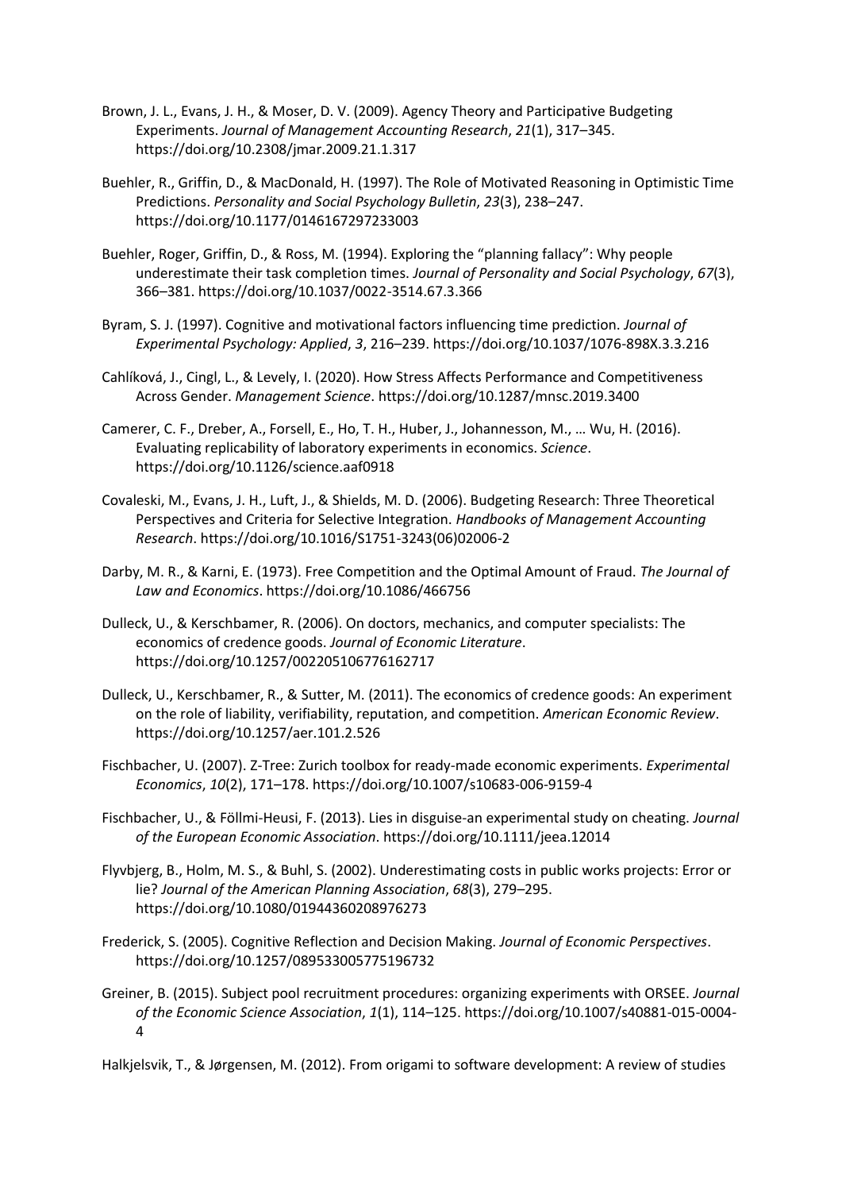Brown, J. L., Evans, J. H., & Moser, D. V. (2009). Agency Theory and Participative Budgeting Experiments. *Journal of Management Accounting Research*, *21*(1), 317–345. https://doi.org/10.2308/jmar.2009.21.1.317

Buehler, R., Griffin, D., & MacDonald, H. (1997). The Role of Motivated Reasoning in Optimistic Time Predictions. *Personality and Social Psychology Bulletin*, *23*(3), 238–247. https://doi.org/10.1177/0146167297233003

Buehler, Roger, Griffin, D., & Ross, M. (1994). Exploring the "planning fallacy": Why people underestimate their task completion times. *Journal of Personality and Social Psychology*, *67*(3), 366–381. https://doi.org/10.1037/0022-3514.67.3.366

Byram, S. J. (1997). Cognitive and motivational factors influencing time prediction. *Journal of Experimental Psychology: Applied*, *3*, 216–239. https://doi.org/10.1037/1076-898X.3.3.216

Cahlíková, J., Cingl, L., & Levely, I. (2020). How Stress Affects Performance and Competitiveness Across Gender. *Management Science*. https://doi.org/10.1287/mnsc.2019.3400

Camerer, C. F., Dreber, A., Forsell, E., Ho, T. H., Huber, J., Johannesson, M., … Wu, H. (2016). Evaluating replicability of laboratory experiments in economics. *Science*. https://doi.org/10.1126/science.aaf0918

Covaleski, M., Evans, J. H., Luft, J., & Shields, M. D. (2006). Budgeting Research: Three Theoretical Perspectives and Criteria for Selective Integration. *Handbooks of Management Accounting Research*. https://doi.org/10.1016/S1751-3243(06)02006-2

Darby, M. R., & Karni, E. (1973). Free Competition and the Optimal Amount of Fraud. *The Journal of Law and Economics*. https://doi.org/10.1086/466756

Dulleck, U., & Kerschbamer, R. (2006). On doctors, mechanics, and computer specialists: The economics of credence goods. *Journal of Economic Literature*. https://doi.org/10.1257/002205106776162717

Dulleck, U., Kerschbamer, R., & Sutter, M. (2011). The economics of credence goods: An experiment on the role of liability, verifiability, reputation, and competition. *American Economic Review*. https://doi.org/10.1257/aer.101.2.526

Fischbacher, U. (2007). Z-Tree: Zurich toolbox for ready-made economic experiments. *Experimental Economics*, *10*(2), 171–178. https://doi.org/10.1007/s10683-006-9159-4

Fischbacher, U., & Föllmi-Heusi, F. (2013). Lies in disguise-an experimental study on cheating. *Journal of the European Economic Association*. https://doi.org/10.1111/jeea.12014

Flyvbjerg, B., Holm, M. S., & Buhl, S. (2002). Underestimating costs in public works projects: Error or lie? *Journal of the American Planning Association*, *68*(3), 279–295. https://doi.org/10.1080/01944360208976273

Frederick, S. (2005). Cognitive Reflection and Decision Making. *Journal of Economic Perspectives*. https://doi.org/10.1257/089533005775196732

Greiner, B. (2015). Subject pool recruitment procedures: organizing experiments with ORSEE. *Journal of the Economic Science Association*, *1*(1), 114–125. https://doi.org/10.1007/s40881-015-0004-4

Halkjelsvik, T., & Jørgensen, M. (2012). From origami to software development: A review of studies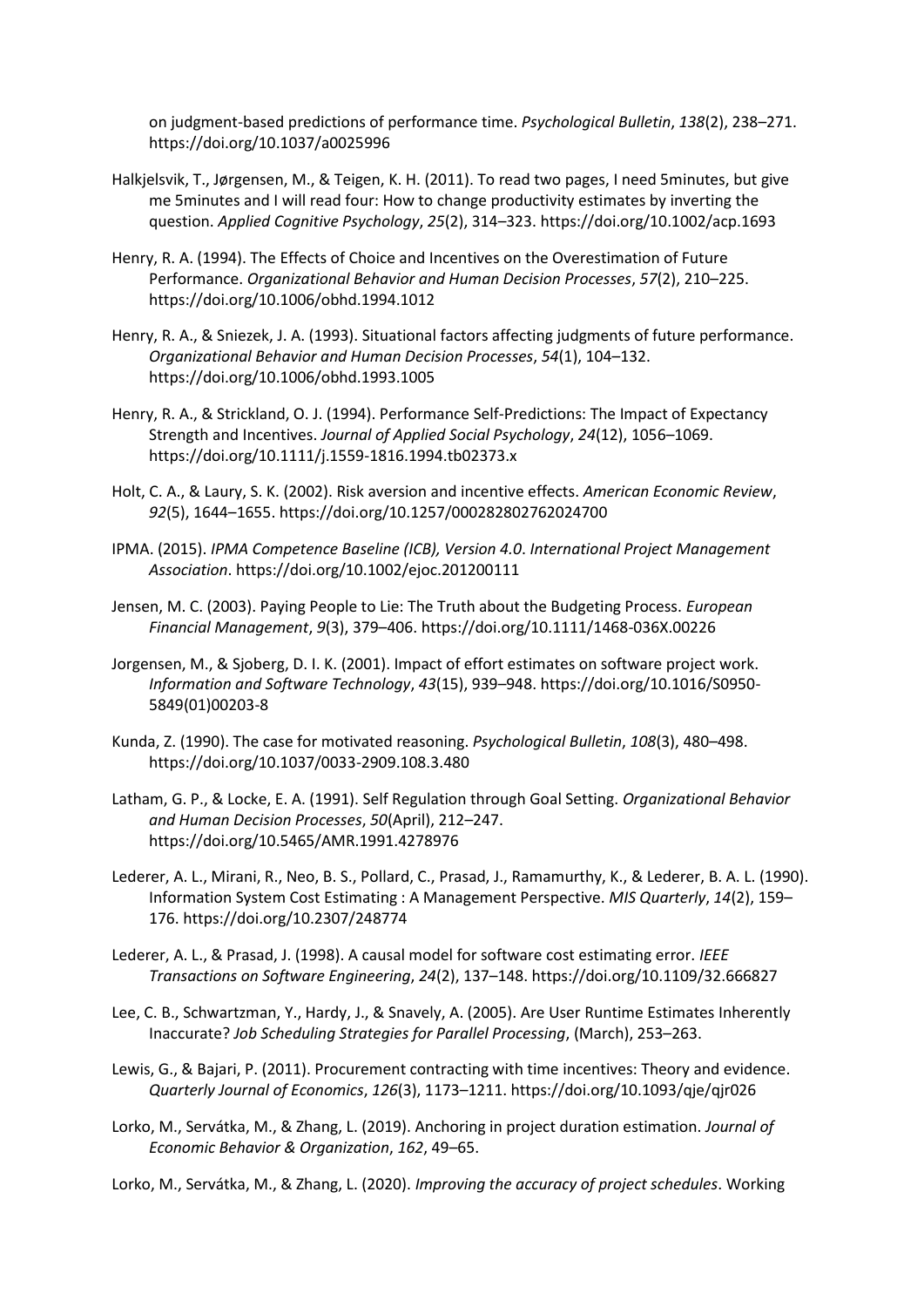on judgment-based predictions of performance time. *Psychological Bulletin*, *138*(2), 238–271. https://doi.org/10.1037/a0025996

Halkjelsvik, T., Jørgensen, M., & Teigen, K. H. (2011). To read two pages, I need 5minutes, but give me 5minutes and I will read four: How to change productivity estimates by inverting the question. *Applied Cognitive Psychology*, *25*(2), 314–323. https://doi.org/10.1002/acp.1693

Henry, R. A. (1994). The Effects of Choice and Incentives on the Overestimation of Future Performance. *Organizational Behavior and Human Decision Processes*, *57*(2), 210–225. https://doi.org/10.1006/obhd.1994.1012

Henry, R. A., & Sniezek, J. A. (1993). Situational factors affecting judgments of future performance. *Organizational Behavior and Human Decision Processes*, *54*(1), 104–132. https://doi.org/10.1006/obhd.1993.1005

Henry, R. A., & Strickland, O. J. (1994). Performance Self-Predictions: The Impact of Expectancy Strength and Incentives. *Journal of Applied Social Psychology*, *24*(12), 1056–1069. https://doi.org/10.1111/j.1559-1816.1994.tb02373.x

Holt, C. A., & Laury, S. K. (2002). Risk aversion and incentive effects. *American Economic Review*, *92*(5), 1644–1655. https://doi.org/10.1257/000282802762024700

IPMA. (2015). *IPMA Competence Baseline (ICB), Version 4.0*. *International Project Management Association*. https://doi.org/10.1002/ejoc.201200111

Jensen, M. C. (2003). Paying People to Lie: The Truth about the Budgeting Process. *European Financial Management*, *9*(3), 379–406. https://doi.org/10.1111/1468-036X.00226

Jorgensen, M., & Sjoberg, D. I. K. (2001). Impact of effort estimates on software project work. *Information and Software Technology*, *43*(15), 939–948. https://doi.org/10.1016/S0950-5849(01)00203-8

Kunda, Z. (1990). The case for motivated reasoning. *Psychological Bulletin*, *108*(3), 480–498. https://doi.org/10.1037/0033-2909.108.3.480

Latham, G. P., & Locke, E. A. (1991). Self Regulation through Goal Setting. *Organizational Behavior and Human Decision Processes*, *50*(April), 212–247. https://doi.org/10.5465/AMR.1991.4278976

Lederer, A. L., Mirani, R., Neo, B. S., Pollard, C., Prasad, J., Ramamurthy, K., & Lederer, B. A. L. (1990). Information System Cost Estimating : A Management Perspective. *MIS Quarterly*, *14*(2), 159–176. https://doi.org/10.2307/248774

Lederer, A. L., & Prasad, J. (1998). A causal model for software cost estimating error. *IEEE Transactions on Software Engineering*, *24*(2), 137–148. https://doi.org/10.1109/32.666827

Lee, C. B., Schwartzman, Y., Hardy, J., & Snavely, A. (2005). Are User Runtime Estimates Inherently Inaccurate? *Job Scheduling Strategies for Parallel Processing*, (March), 253–263.

Lewis, G., & Bajari, P. (2011). Procurement contracting with time incentives: Theory and evidence. *Quarterly Journal of Economics*, *126*(3), 1173–1211. https://doi.org/10.1093/qje/qjr026

Lorko, M., Servátka, M., & Zhang, L. (2019). Anchoring in project duration estimation. *Journal of Economic Behavior & Organization*, *162*, 49–65.

Lorko, M., Servátka, M., & Zhang, L. (2020). *Improving the accuracy of project schedules*. Working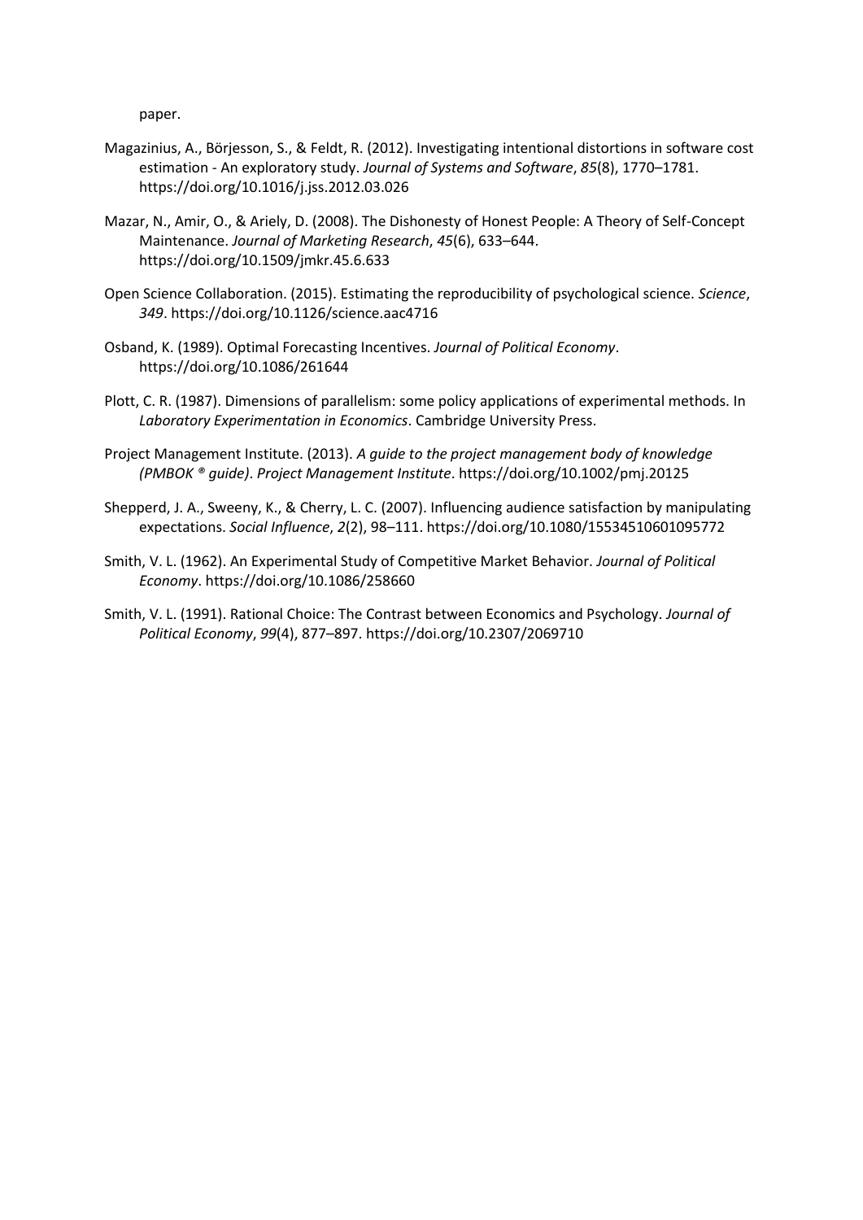paper.

Magazinius, A., Börjesson, S., & Feldt, R. (2012). Investigating intentional distortions in software cost estimation - An exploratory study. *Journal of Systems and Software*, *85*(8), 1770–1781. https://doi.org/10.1016/j.jss.2012.03.026

Mazar, N., Amir, O., & Ariely, D. (2008). The Dishonesty of Honest People: A Theory of Self-Concept Maintenance. *Journal of Marketing Research*, *45*(6), 633–644. https://doi.org/10.1509/jmkr.45.6.633

Open Science Collaboration. (2015). Estimating the reproducibility of psychological science. *Science*, *349*. https://doi.org/10.1126/science.aac4716

Osband, K. (1989). Optimal Forecasting Incentives. *Journal of Political Economy*. https://doi.org/10.1086/261644

Plott, C. R. (1987). Dimensions of parallelism: some policy applications of experimental methods. In *Laboratory Experimentation in Economics*. Cambridge University Press.

Project Management Institute. (2013). *A guide to the project management body of knowledge (PMBOK ® guide)*. *Project Management Institute*. https://doi.org/10.1002/pmj.20125

Shepperd, J. A., Sweeny, K., & Cherry, L. C. (2007). Influencing audience satisfaction by manipulating expectations. *Social Influence*, *2*(2), 98–111. https://doi.org/10.1080/15534510601095772

Smith, V. L. (1962). An Experimental Study of Competitive Market Behavior. *Journal of Political Economy*. https://doi.org/10.1086/258660

Smith, V. L. (1991). Rational Choice: The Contrast between Economics and Psychology. *Journal of Political Economy*, *99*(4), 877–897. https://doi.org/10.2307/2069710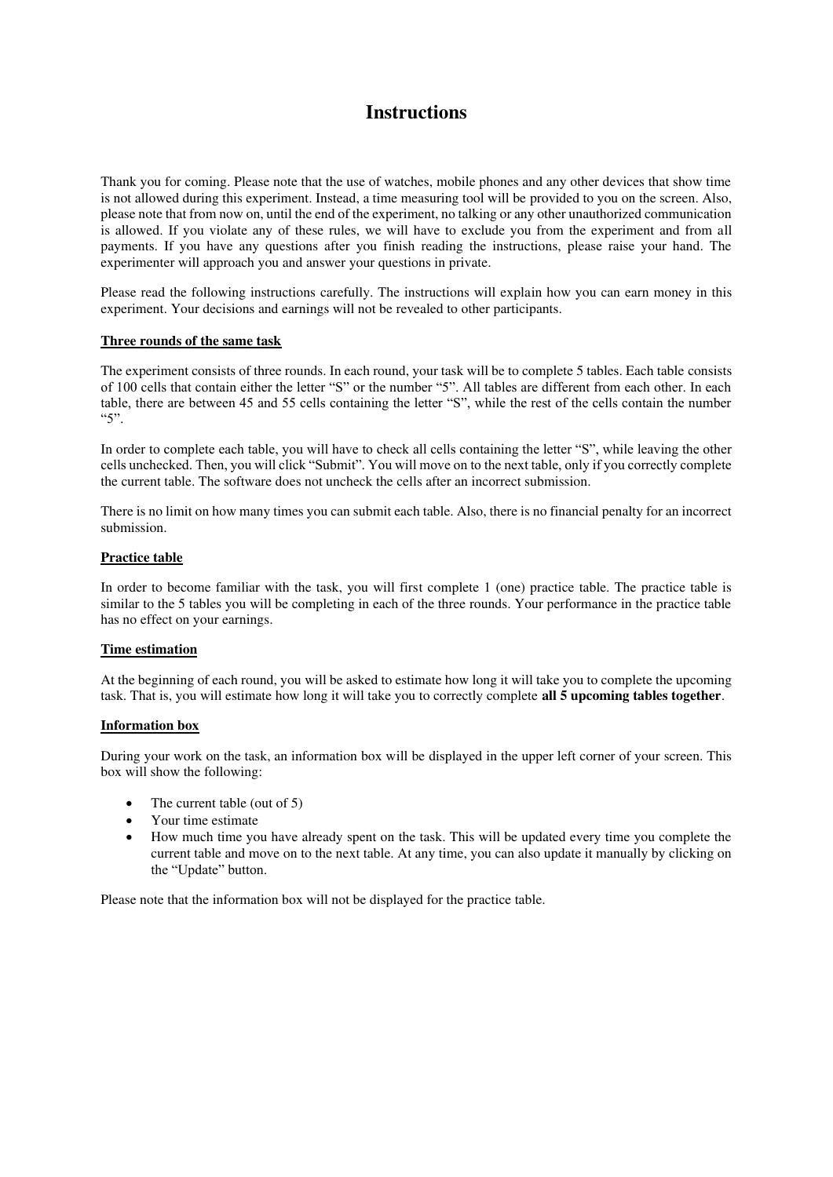# Instructions

Thank you for coming. Please note that the use of watches, mobile phones and any other devices that show time is not allowed during this experiment. Instead, a time measuring tool will be provided to you on the screen. Also, please note that from now on, until the end of the experiment, no talking or any other unauthorized communication is allowed. If you violate any of these rules, we will have to exclude you from the experiment and from all payments. If you have any questions after you finish reading the instructions, please raise your hand. The experimenter will approach you and answer your questions in private.

Please read the following instructions carefully. The instructions will explain how you can earn money in this experiment. Your decisions and earnings will not be revealed to other participants.

**Three rounds of the same task**

The experiment consists of three rounds. In each round, your task will be to complete 5 tables. Each table consists of 100 cells that contain either the letter "S" or the number "5". All tables are different from each other. In each table, there are between 45 and 55 cells containing the letter "S", while the rest of the cells contain the number "5".

In order to complete each table, you will have to check all cells containing the letter "S", while leaving the other cells unchecked. Then, you will click "Submit". You will move on to the next table, only if you correctly complete the current table. The software does not uncheck the cells after an incorrect submission.

There is no limit on how many times you can submit each table. Also, there is no financial penalty for an incorrect submission.

**Practice table**

In order to become familiar with the task, you will first complete 1 (one) practice table. The practice table is similar to the 5 tables you will be completing in each of the three rounds. Your performance in the practice table has no effect on your earnings.

**Time estimation**

At the beginning of each round, you will be asked to estimate how long it will take you to complete the upcoming task. That is, you will estimate how long it will take you to correctly complete **all 5 upcoming tables together**.

**Information box**

During your work on the task, an information box will be displayed in the upper left corner of your screen. This box will show the following:

- The current table (out of 5)
- Your time estimate
- How much time you have already spent on the task. This will be updated every time you complete the current table and move on to the next table. At any time, you can also update it manually by clicking on the "Update" button.

Please note that the information box will not be displayed for the practice table.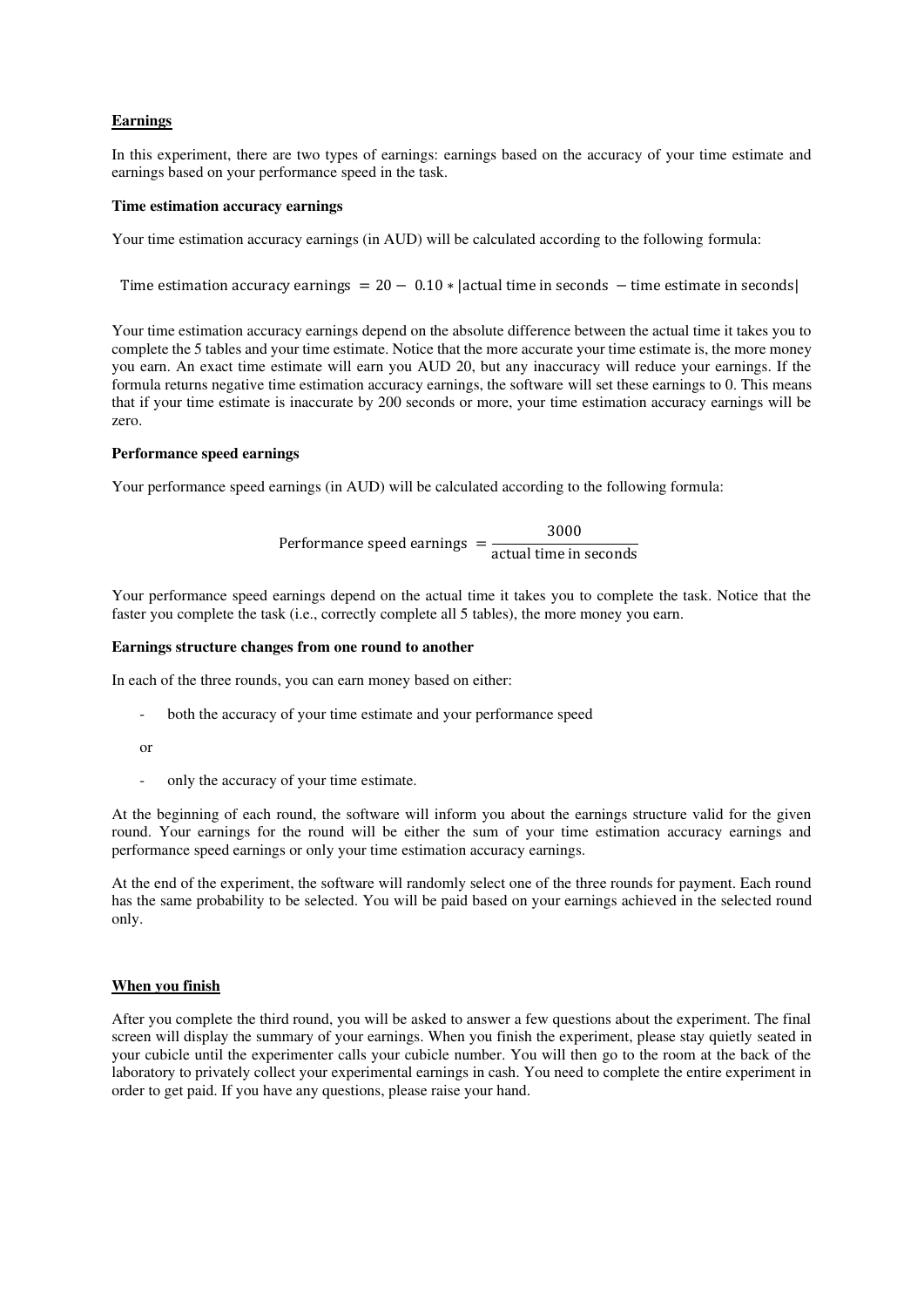**<u>Earnings</u>**

In this experiment, there are two types of earnings: earnings based on the accuracy of your time estimate and earnings based on your performance speed in the task.

**Time estimation accuracy earnings**

Your time estimation accuracy earnings (in AUD) will be calculated according to the following formula:

$$\text{Time estimation accuracy earnings } = 20 - 0.10 * |\text{actual time in seconds } - \text{time estimate in seconds}|$$

Your time estimation accuracy earnings depend on the absolute difference between the actual time it takes you to complete the 5 tables and your time estimate. Notice that the more accurate your time estimate is, the more money you earn. An exact time estimate will earn you AUD 20, but any inaccuracy will reduce your earnings. If the formula returns negative time estimation accuracy earnings, the software will set these earnings to 0. This means that if your time estimate is inaccurate by 200 seconds or more, your time estimation accuracy earnings will be zero.

**Performance speed earnings**

Your performance speed earnings (in AUD) will be calculated according to the following formula:

$$\text{Performance speed earnings } = \frac{3000}{\text{actual time in seconds}}$$

Your performance speed earnings depend on the actual time it takes you to complete the task. Notice that the faster you complete the task (i.e., correctly complete all 5 tables), the more money you earn.

**Earnings structure changes from one round to another**

In each of the three rounds, you can earn money based on either:

- both the accuracy of your time estimate and your performance speed

or

- only the accuracy of your time estimate.

At the beginning of each round, the software will inform you about the earnings structure valid for the given round. Your earnings for the round will be either the sum of your time estimation accuracy earnings and performance speed earnings or only your time estimation accuracy earnings.

At the end of the experiment, the software will randomly select one of the three rounds for payment. Each round has the same probability to be selected. You will be paid based on your earnings achieved in the selected round only.

**<u>When you finish</u>**

After you complete the third round, you will be asked to answer a few questions about the experiment. The final screen will display the summary of your earnings. When you finish the experiment, please stay quietly seated in your cubicle until the experimenter calls your cubicle number. You will then go to the room at the back of the laboratory to privately collect your experimental earnings in cash. You need to complete the entire experiment in order to get paid. If you have any questions, please raise your hand.